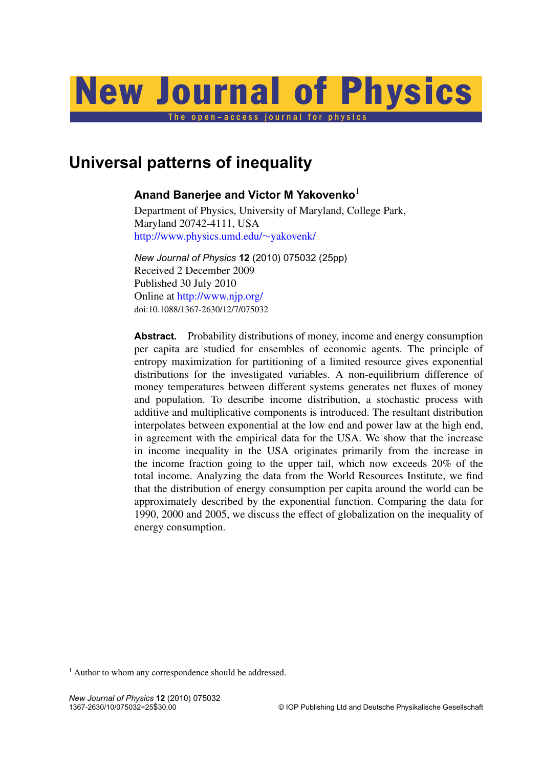# Universal patterns of inequality

**Anand Banerjee and Victor M Yakovenko**[1]

Department of Physics, University of Maryland, College Park, Maryland 20742-4111, USA
http://www.physics.umd.edu/~yakovenk/

*New Journal of Physics* **12** (2010) 075032 (25pp)
Received 2 December 2009
Published 30 July 2010
Online at http://www.njp.org/
doi:10.1088/1367-2630/12/7/075032

**Abstract.** Probability distributions of money, income and energy consumption per capita are studied for ensembles of economic agents. The principle of entropy maximization for partitioning of a limited resource gives exponential distributions for the investigated variables. A non-equilibrium difference of money temperatures between different systems generates net fluxes of money and population. To describe income distribution, a stochastic process with additive and multiplicative components is introduced. The resultant distribution interpolates between exponential at the low end and power law at the high end, in agreement with the empirical data for the USA. We show that the increase in income inequality in the USA originates primarily from the increase in the income fraction going to the upper tail, which now exceeds 20% of the total income. Analyzing the data from the World Resources Institute, we find that the distribution of energy consumption per capita around the world can be approximately described by the exponential function. Comparing the data for 1990, 2000 and 2005, we discuss the effect of globalization on the inequality of energy consumption.

[1] Author to whom any correspondence should be addressed.

1367-2630/10/075032+25$30.00 © IOP Publishing Ltd and Deutsche Physikalische Gesellschaft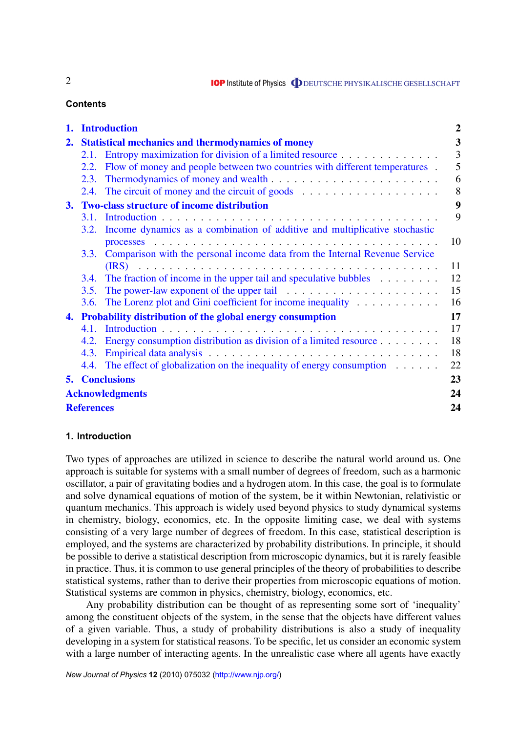## Contents

| | | |
|---|---|---|
| **1.** | **Introduction** | **2** |
| **2.** | **Statistical mechanics and thermodynamics of money** | **3** |
| | 2.1. Entropy maximization for division of a limited resource | 3 |
| | 2.2. Flow of money and people between two countries with different temperatures | 5 |
| | 2.3. Thermodynamics of money and wealth | 6 |
| | 2.4. The circuit of money and the circuit of goods | 8 |
| **3.** | **Two-class structure of income distribution** | **9** |
| | 3.1. Introduction | 9 |
| | 3.2. Income dynamics as a combination of additive and multiplicative stochastic processes | 10 |
| | 3.3. Comparison with the personal income data from the Internal Revenue Service (IRS) | 11 |
| | 3.4. The fraction of income in the upper tail and speculative bubbles | 12 |
| | 3.5. The power-law exponent of the upper tail | 15 |
| | 3.6. The Lorenz plot and Gini coefficient for income inequality | 16 |
| **4.** | **Probability distribution of the global energy consumption** | **17** |
| | 4.1. Introduction | 17 |
| | 4.2. Energy consumption distribution as division of a limited resource | 18 |
| | 4.3. Empirical data analysis | 18 |
| | 4.4. The effect of globalization on the inequality of energy consumption | 22 |
| **5.** | **Conclusions** | **23** |
| | **Acknowledgments** | **24** |
| | **References** | **24** |

## 1. Introduction

Two types of approaches are utilized in science to describe the natural world around us. One approach is suitable for systems with a small number of degrees of freedom, such as a harmonic oscillator, a pair of gravitating bodies and a hydrogen atom. In this case, the goal is to formulate and solve dynamical equations of motion of the system, be it within Newtonian, relativistic or quantum mechanics. This approach is widely used beyond physics to study dynamical systems in chemistry, biology, economics, etc. In the opposite limiting case, we deal with systems consisting of a very large number of degrees of freedom. In this case, statistical description is employed, and the systems are characterized by probability distributions. In principle, it should be possible to derive a statistical description from microscopic dynamics, but it is rarely feasible in practice. Thus, it is common to use general principles of the theory of probabilities to describe statistical systems, rather than to derive their properties from microscopic equations of motion. Statistical systems are common in physics, chemistry, biology, economics, etc.

Any probability distribution can be thought of as representing some sort of 'inequality' among the constituent objects of the system, in the sense that the objects have different values of a given variable. Thus, a study of probability distributions is also a study of inequality developing in a system for statistical reasons. To be specific, let us consider an economic system with a large number of interacting agents. In the unrealistic case where all agents have exactly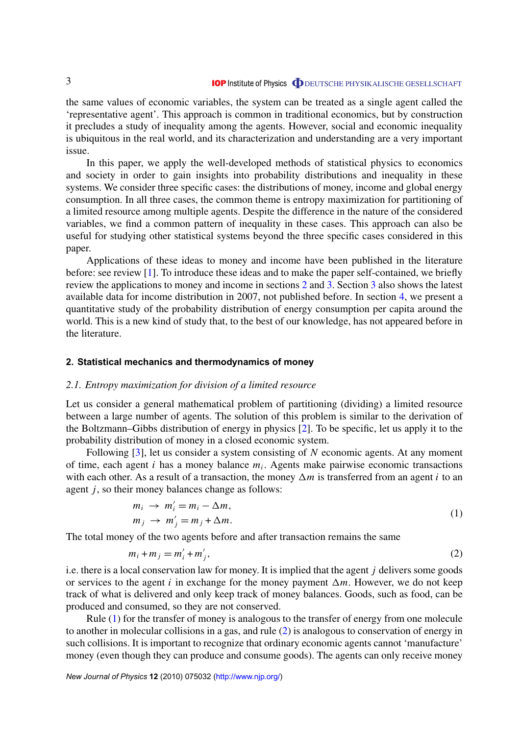the same values of economic variables, the system can be treated as a single agent called the 'representative agent'. This approach is common in traditional economics, but by construction it precludes a study of inequality among the agents. However, social and economic inequality is ubiquitous in the real world, and its characterization and understanding are a very important issue.

In this paper, we apply the well-developed methods of statistical physics to economics and society in order to gain insights into probability distributions and inequality in these systems. We consider three specific cases: the distributions of money, income and global energy consumption. In all three cases, the common theme is entropy maximization for partitioning of a limited resource among multiple agents. Despite the difference in the nature of the considered variables, we find a common pattern of inequality in these cases. This approach can also be useful for studying other statistical systems beyond the three specific cases considered in this paper.

Applications of these ideas to money and income have been published in the literature before: see review [1]. To introduce these ideas and to make the paper self-contained, we briefly review the applications to money and income in sections 2 and 3. Section 3 also shows the latest available data for income distribution in 2007, not published before. In section 4, we present a quantitative study of the probability distribution of energy consumption per capita around the world. This is a new kind of study that, to the best of our knowledge, has not appeared before in the literature.

## 2. Statistical mechanics and thermodynamics of money

### 2.1. Entropy maximization for division of a limited resource

Let us consider a general mathematical problem of partitioning (dividing) a limited resource between a large number of agents. The solution of this problem is similar to the derivation of the Boltzmann–Gibbs distribution of energy in physics [2]. To be specific, let us apply it to the probability distribution of money in a closed economic system.

Following [3], let us consider a system consisting of $N$ economic agents. At any moment of time, each agent $i$ has a money balance $m_i$. Agents make pairwise economic transactions with each other. As a result of a transaction, the money $\Delta m$ is transferred from an agent $i$ to an agent $j$, so their money balances change as follows:

$$
\begin{aligned}
m_i &\rightarrow m_i' = m_i - \Delta m, \\
m_j &\rightarrow m_j' = m_j + \Delta m.
\end{aligned}
\tag{1}
$$

The total money of the two agents before and after transaction remains the same

$$
m_i + m_j = m_i' + m_j', \tag{2}
$$

i.e. there is a local conservation law for money. It is implied that the agent $j$ delivers some goods or services to the agent $i$ in exchange for the money payment $\Delta m$. However, we do not keep track of what is delivered and only keep track of money balances. Goods, such as food, can be produced and consumed, so they are not conserved.

Rule (1) for the transfer of money is analogous to the transfer of energy from one molecule to another in molecular collisions in a gas, and rule (2) is analogous to conservation of energy in such collisions. It is important to recognize that ordinary economic agents cannot 'manufacture' money (even though they can produce and consume goods). The agents can only receive money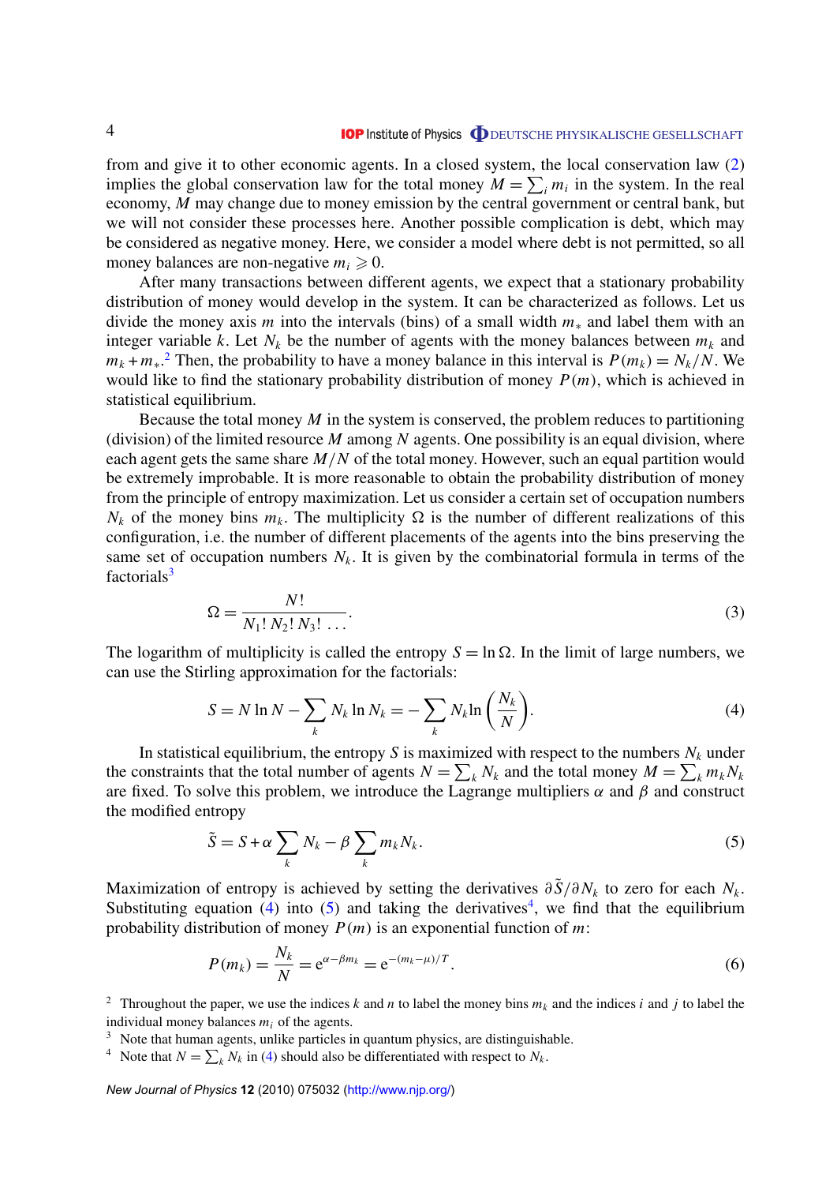from and give it to other economic agents. In a closed system, the local conservation law (2) implies the global conservation law for the total money $M = \sum_i m_i$ in the system. In the real economy, $M$ may change due to money emission by the central government or central bank, but we will not consider these processes here. Another possible complication is debt, which may be considered as negative money. Here, we consider a model where debt is not permitted, so all money balances are non-negative $m_i \geqslant 0$.

After many transactions between different agents, we expect that a stationary probability distribution of money would develop in the system. It can be characterized as follows. Let us divide the money axis $m$ into the intervals (bins) of a small width $m_*$ and label them with an integer variable $k$. Let $N_k$ be the number of agents with the money balances between $m_k$ and $m_k + m_*$.[2] Then, the probability to have a money balance in this interval is $P(m_k) = N_k/N$. We would like to find the stationary probability distribution of money $P(m)$, which is achieved in statistical equilibrium.

Because the total money $M$ in the system is conserved, the problem reduces to partitioning (division) of the limited resource $M$ among $N$ agents. One possibility is an equal division, where each agent gets the same share $M/N$ of the total money. However, such an equal partition would be extremely improbable. It is more reasonable to obtain the probability distribution of money from the principle of entropy maximization. Let us consider a certain set of occupation numbers $N_k$ of the money bins $m_k$. The multiplicity $\Omega$ is the number of different realizations of this configuration, i.e. the number of different placements of the agents into the bins preserving the same set of occupation numbers $N_k$. It is given by the combinatorial formula in terms of the factorials[3]

$$\Omega = \frac{N!}{N_1!\, N_2!\, N_3!\, \ldots}. \tag{3}$$

The logarithm of multiplicity is called the entropy $S = \ln \Omega$. In the limit of large numbers, we can use the Stirling approximation for the factorials:

$$S = N \ln N - \sum_k N_k \ln N_k = -\sum_k N_k \ln\left(\frac{N_k}{N}\right). \tag{4}$$

In statistical equilibrium, the entropy $S$ is maximized with respect to the numbers $N_k$ under the constraints that the total number of agents $N = \sum_k N_k$ and the total money $M = \sum_k m_k N_k$ are fixed. To solve this problem, we introduce the Lagrange multipliers $\alpha$ and $\beta$ and construct the modified entropy

$$\tilde{S} = S + \alpha \sum_k N_k - \beta \sum_k m_k N_k. \tag{5}$$

Maximization of entropy is achieved by setting the derivatives $\partial \tilde{S}/\partial N_k$ to zero for each $N_k$. Substituting equation (4) into (5) and taking the derivatives[4], we find that the equilibrium probability distribution of money $P(m)$ is an exponential function of $m$:

$$P(m_k) = \frac{N_k}{N} = \mathrm{e}^{\alpha - \beta m_k} = \mathrm{e}^{-(m_k - \mu)/T}. \tag{6}$$

[2] Throughout the paper, we use the indices $k$ and $n$ to label the money bins $m_k$ and the indices $i$ and $j$ to label the individual money balances $m_i$ of the agents.

[3] Note that human agents, unlike particles in quantum physics, are distinguishable.

[4] Note that $N = \sum_k N_k$ in (4) should also be differentiated with respect to $N_k$.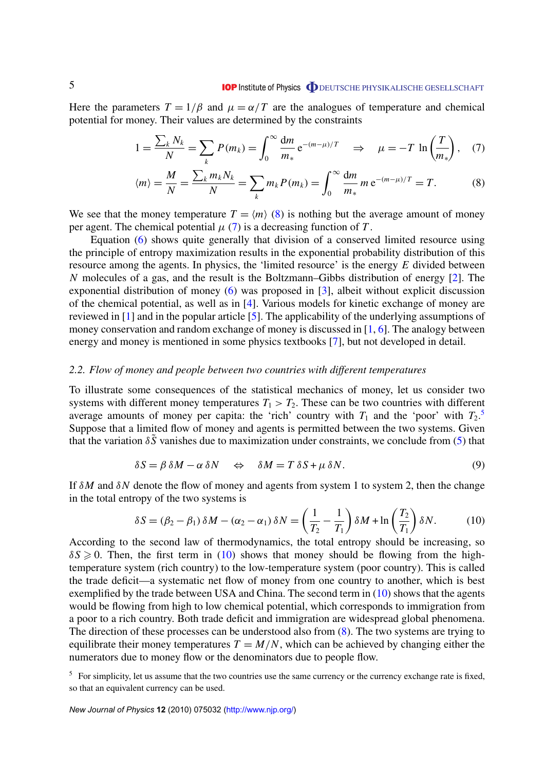Here the parameters $T = 1/\beta$ and $\mu = \alpha/T$ are the analogues of temperature and chemical potential for money. Their values are determined by the constraints

$$1 = \frac{\sum_k N_k}{N} = \sum_k P(m_k) = \int_0^\infty \frac{\mathrm{d}m}{m_*}\, \mathrm{e}^{-(m-\mu)/T} \quad \Rightarrow \quad \mu = -T\, \ln\left(\frac{T}{m_*}\right), \tag{7}$$

$$\langle m \rangle = \frac{M}{N} = \frac{\sum_k m_k N_k}{N} = \sum_k m_k P(m_k) = \int_0^\infty \frac{\mathrm{d}m}{m_*}\, m\, \mathrm{e}^{-(m-\mu)/T} = T. \tag{8}$$

We see that the money temperature $T = \langle m \rangle$ (8) is nothing but the average amount of money per agent. The chemical potential $\mu$ (7) is a decreasing function of $T$.

Equation (6) shows quite generally that division of a conserved limited resource using the principle of entropy maximization results in the exponential probability distribution of this resource among the agents. In physics, the 'limited resource' is the energy $E$ divided between $N$ molecules of a gas, and the result is the Boltzmann–Gibbs distribution of energy [2]. The exponential distribution of money (6) was proposed in [3], albeit without explicit discussion of the chemical potential, as well as in [4]. Various models for kinetic exchange of money are reviewed in [1] and in the popular article [5]. The applicability of the underlying assumptions of money conservation and random exchange of money is discussed in [1, 6]. The analogy between energy and money is mentioned in some physics textbooks [7], but not developed in detail.

### *2.2. Flow of money and people between two countries with different temperatures*

To illustrate some consequences of the statistical mechanics of money, let us consider two systems with different money temperatures $T_1 > T_2$. These can be two countries with different average amounts of money per capita: the 'rich' country with $T_1$ and the 'poor' with $T_2$.[5] Suppose that a limited flow of money and agents is permitted between the two systems. Given that the variation $\delta\tilde{S}$ vanishes due to maximization under constraints, we conclude from (5) that

$$\delta S = \beta\, \delta M - \alpha\, \delta N \quad \Leftrightarrow \quad \delta M = T\, \delta S + \mu\, \delta N. \tag{9}$$

If $\delta M$ and $\delta N$ denote the flow of money and agents from system 1 to system 2, then the change in the total entropy of the two systems is

$$\delta S = (\beta_2 - \beta_1)\, \delta M - (\alpha_2 - \alpha_1)\, \delta N = \left(\frac{1}{T_2} - \frac{1}{T_1}\right) \delta M + \ln\left(\frac{T_2}{T_1}\right) \delta N. \tag{10}$$

According to the second law of thermodynamics, the total entropy should be increasing, so $\delta S \geqslant 0$. Then, the first term in (10) shows that money should be flowing from the high-temperature system (rich country) to the low-temperature system (poor country). This is called the trade deficit—a systematic net flow of money from one country to another, which is best exemplified by the trade between USA and China. The second term in (10) shows that the agents would be flowing from high to low chemical potential, which corresponds to immigration from a poor to a rich country. Both trade deficit and immigration are widespread global phenomena. The direction of these processes can be understood also from (8). The two systems are trying to equilibrate their money temperatures $T = M/N$, which can be achieved by changing either the numerators due to money flow or the denominators due to people flow.

[5] For simplicity, let us assume that the two countries use the same currency or the currency exchange rate is fixed, so that an equivalent currency can be used.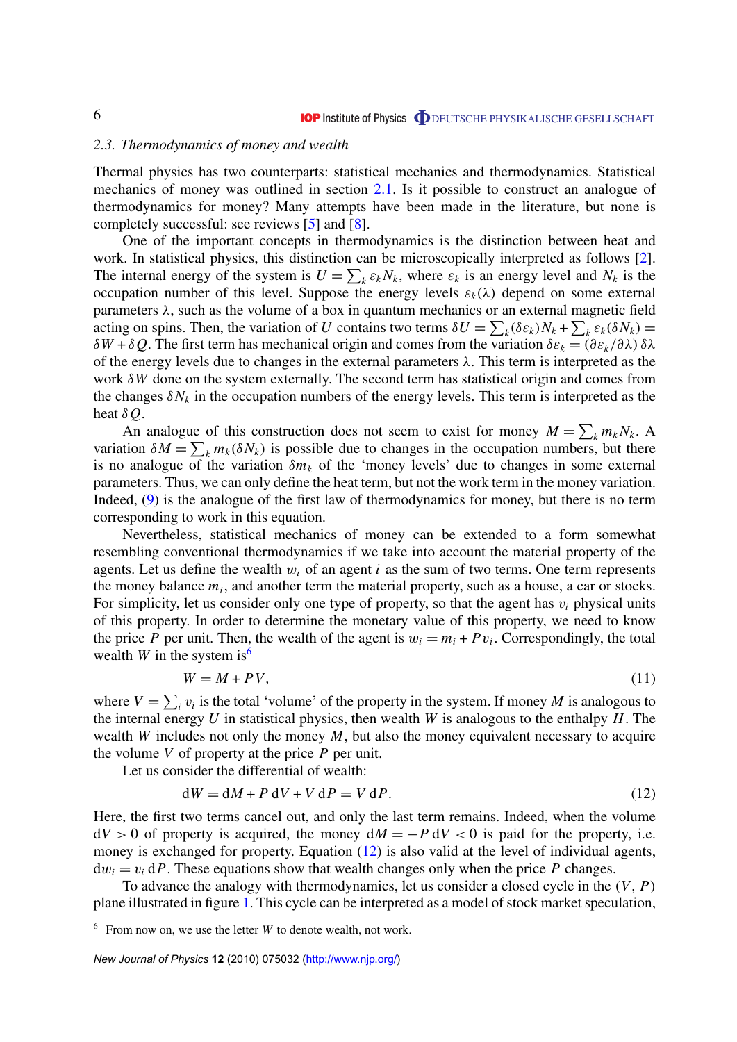### *2.3. Thermodynamics of money and wealth*

Thermal physics has two counterparts: statistical mechanics and thermodynamics. Statistical mechanics of money was outlined in section 2.1. Is it possible to construct an analogue of thermodynamics for money? Many attempts have been made in the literature, but none is completely successful: see reviews [5] and [8].

One of the important concepts in thermodynamics is the distinction between heat and work. In statistical physics, this distinction can be microscopically interpreted as follows [2]. The internal energy of the system is $U = \sum_k \varepsilon_k N_k$, where $\varepsilon_k$ is an energy level and $N_k$ is the occupation number of this level. Suppose the energy levels $\varepsilon_k(\lambda)$ depend on some external parameters $\lambda$, such as the volume of a box in quantum mechanics or an external magnetic field acting on spins. Then, the variation of $U$ contains two terms $\delta U = \sum_k (\delta\varepsilon_k) N_k + \sum_k \varepsilon_k (\delta N_k) = \delta W + \delta Q$. The first term has mechanical origin and comes from the variation $\delta\varepsilon_k = (\partial\varepsilon_k/\partial\lambda)\,\delta\lambda$ of the energy levels due to changes in the external parameters $\lambda$. This term is interpreted as the work $\delta W$ done on the system externally. The second term has statistical origin and comes from the changes $\delta N_k$ in the occupation numbers of the energy levels. This term is interpreted as the heat $\delta Q$.

An analogue of this construction does not seem to exist for money $M = \sum_k m_k N_k$. A variation $\delta M = \sum_k m_k (\delta N_k)$ is possible due to changes in the occupation numbers, but there is no analogue of the variation $\delta m_k$ of the 'money levels' due to changes in some external parameters. Thus, we can only define the heat term, but not the work term in the money variation. Indeed, (9) is the analogue of the first law of thermodynamics for money, but there is no term corresponding to work in this equation.

Nevertheless, statistical mechanics of money can be extended to a form somewhat resembling conventional thermodynamics if we take into account the material property of the agents. Let us define the wealth $w_i$ of an agent $i$ as the sum of two terms. One term represents the money balance $m_i$, and another term the material property, such as a house, a car or stocks. For simplicity, let us consider only one type of property, so that the agent has $v_i$ physical units of this property. In order to determine the monetary value of this property, we need to know the price $P$ per unit. Then, the wealth of the agent is $w_i = m_i + P v_i$. Correspondingly, the total wealth $W$ in the system is[6]

$$W = M + PV, \tag{11}$$

where $V = \sum_i v_i$ is the total 'volume' of the property in the system. If money $M$ is analogous to the internal energy $U$ in statistical physics, then wealth $W$ is analogous to the enthalpy $H$. The wealth $W$ includes not only the money $M$, but also the money equivalent necessary to acquire the volume $V$ of property at the price $P$ per unit.

Let us consider the differential of wealth:

$$\mathrm{d}W = \mathrm{d}M + P\,\mathrm{d}V + V\,\mathrm{d}P = V\,\mathrm{d}P. \tag{12}$$

Here, the first two terms cancel out, and only the last term remains. Indeed, when the volume $\mathrm{d}V > 0$ of property is acquired, the money $\mathrm{d}M = -P\,\mathrm{d}V < 0$ is paid for the property, i.e. money is exchanged for property. Equation (12) is also valid at the level of individual agents, $\mathrm{d}w_i = v_i\,\mathrm{d}P$. These equations show that wealth changes only when the price $P$ changes.

To advance the analogy with thermodynamics, let us consider a closed cycle in the $(V, P)$ plane illustrated in figure 1. This cycle can be interpreted as a model of stock market speculation,

[6] From now on, we use the letter $W$ to denote wealth, not work.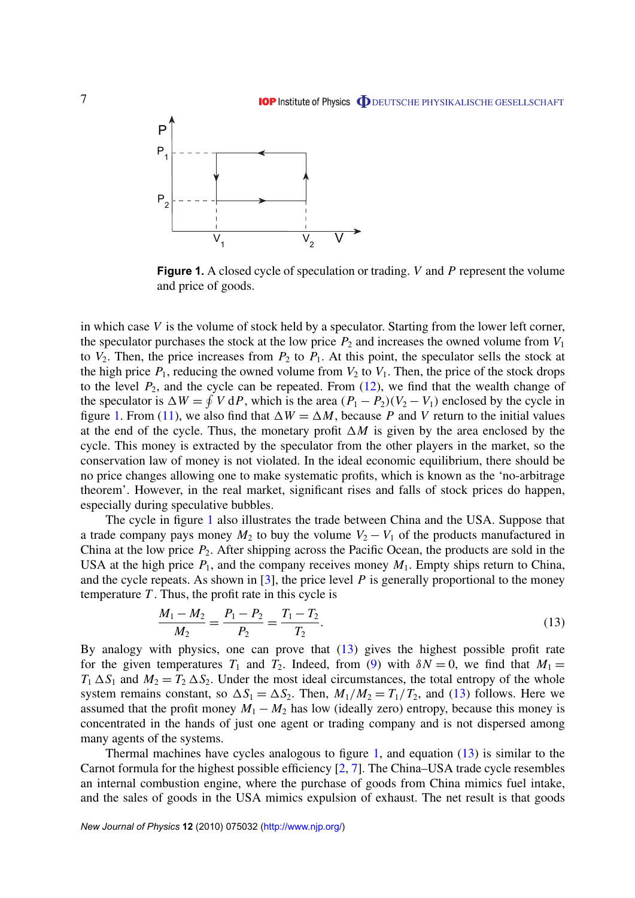**Figure 1.** A closed cycle of speculation or trading. $V$ and $P$ represent the volume and price of goods.

in which case $V$ is the volume of stock held by a speculator. Starting from the lower left corner, the speculator purchases the stock at the low price $P_2$ and increases the owned volume from $V_1$ to $V_2$. Then, the price increases from $P_2$ to $P_1$. At this point, the speculator sells the stock at the high price $P_1$, reducing the owned volume from $V_2$ to $V_1$. Then, the price of the stock drops to the level $P_2$, and the cycle can be repeated. From (12), we find that the wealth change of the speculator is $\Delta W = \oint V\,\mathrm{d}P$, which is the area $(P_1 - P_2)(V_2 - V_1)$ enclosed by the cycle in figure 1. From (11), we also find that $\Delta W = \Delta M$, because $P$ and $V$ return to the initial values at the end of the cycle. Thus, the monetary profit $\Delta M$ is given by the area enclosed by the cycle. This money is extracted by the speculator from the other players in the market, so the conservation law of money is not violated. In the ideal economic equilibrium, there should be no price changes allowing one to make systematic profits, which is known as the 'no-arbitrage theorem'. However, in the real market, significant rises and falls of stock prices do happen, especially during speculative bubbles.

The cycle in figure 1 also illustrates the trade between China and the USA. Suppose that a trade company pays money $M_2$ to buy the volume $V_2 - V_1$ of the products manufactured in China at the low price $P_2$. After shipping across the Pacific Ocean, the products are sold in the USA at the high price $P_1$, and the company receives money $M_1$. Empty ships return to China, and the cycle repeats. As shown in [3], the price level $P$ is generally proportional to the money temperature $T$. Thus, the profit rate in this cycle is

$$\frac{M_1 - M_2}{M_2} = \frac{P_1 - P_2}{P_2} = \frac{T_1 - T_2}{T_2}. \tag{13}$$

By analogy with physics, one can prove that (13) gives the highest possible profit rate for the given temperatures $T_1$ and $T_2$. Indeed, from (9) with $\delta N = 0$, we find that $M_1 = T_1\,\Delta S_1$ and $M_2 = T_2\,\Delta S_2$. Under the most ideal circumstances, the total entropy of the whole system remains constant, so $\Delta S_1 = \Delta S_2$. Then, $M_1/M_2 = T_1/T_2$, and (13) follows. Here we assumed that the profit money $M_1 - M_2$ has low (ideally zero) entropy, because this money is concentrated in the hands of just one agent or trading company and is not dispersed among many agents of the systems.

Thermal machines have cycles analogous to figure 1, and equation (13) is similar to the Carnot formula for the highest possible efficiency [2, 7]. The China–USA trade cycle resembles an internal combustion engine, where the purchase of goods from China mimics fuel intake, and the sales of goods in the USA mimics expulsion of exhaust. The net result is that goods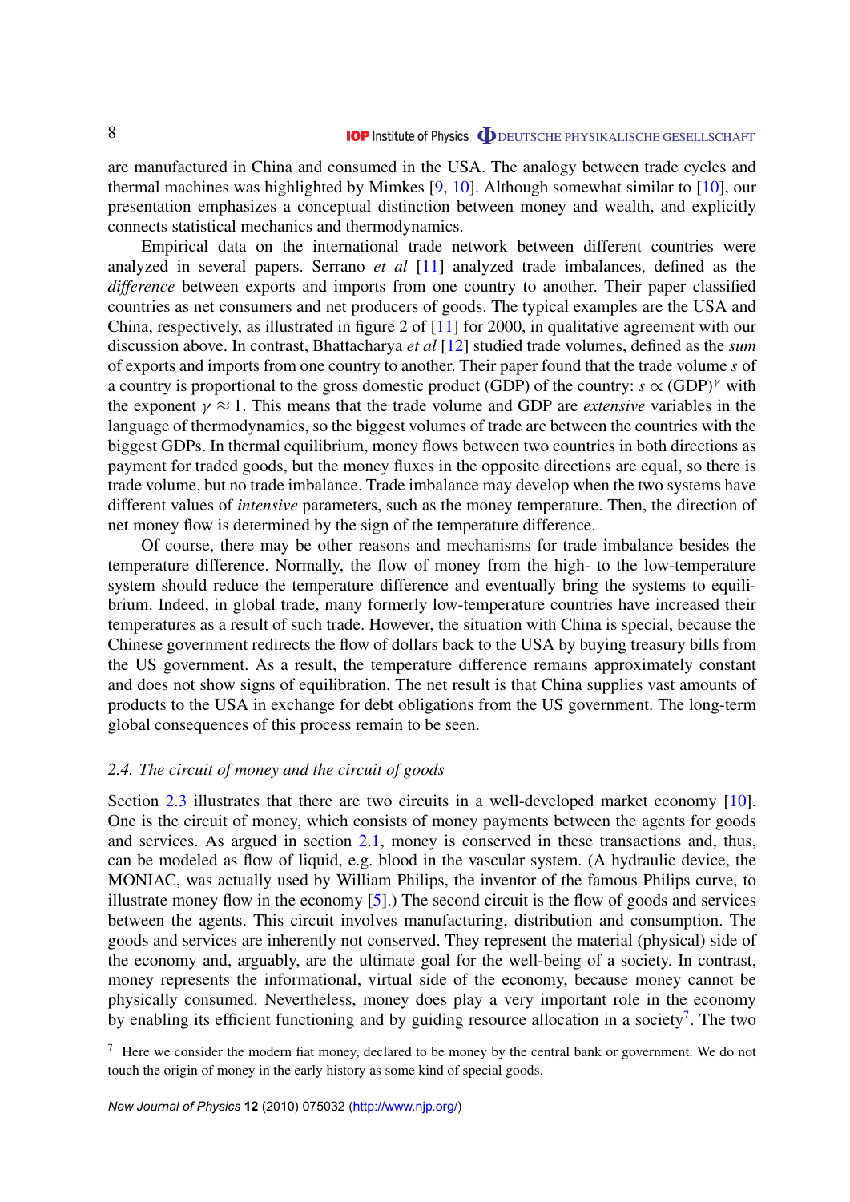are manufactured in China and consumed in the USA. The analogy between trade cycles and thermal machines was highlighted by Mimkes [9, 10]. Although somewhat similar to [10], our presentation emphasizes a conceptual distinction between money and wealth, and explicitly connects statistical mechanics and thermodynamics.

Empirical data on the international trade network between different countries were analyzed in several papers. Serrano *et al* [11] analyzed trade imbalances, defined as the *difference* between exports and imports from one country to another. Their paper classified countries as net consumers and net producers of goods. The typical examples are the USA and China, respectively, as illustrated in figure 2 of [11] for 2000, in qualitative agreement with our discussion above. In contrast, Bhattacharya *et al* [12] studied trade volumes, defined as the *sum* of exports and imports from one country to another. Their paper found that the trade volume $s$ of a country is proportional to the gross domestic product (GDP) of the country: $s \propto (\mathrm{GDP})^{\gamma}$ with the exponent $\gamma \approx 1$. This means that the trade volume and GDP are *extensive* variables in the language of thermodynamics, so the biggest volumes of trade are between the countries with the biggest GDPs. In thermal equilibrium, money flows between two countries in both directions as payment for traded goods, but the money fluxes in the opposite directions are equal, so there is trade volume, but no trade imbalance. Trade imbalance may develop when the two systems have different values of *intensive* parameters, such as the money temperature. Then, the direction of net money flow is determined by the sign of the temperature difference.

Of course, there may be other reasons and mechanisms for trade imbalance besides the temperature difference. Normally, the flow of money from the high- to the low-temperature system should reduce the temperature difference and eventually bring the systems to equilibrium. Indeed, in global trade, many formerly low-temperature countries have increased their temperatures as a result of such trade. However, the situation with China is special, because the Chinese government redirects the flow of dollars back to the USA by buying treasury bills from the US government. As a result, the temperature difference remains approximately constant and does not show signs of equilibration. The net result is that China supplies vast amounts of products to the USA in exchange for debt obligations from the US government. The long-term global consequences of this process remain to be seen.

### *2.4. The circuit of money and the circuit of goods*

Section 2.3 illustrates that there are two circuits in a well-developed market economy [10]. One is the circuit of money, which consists of money payments between the agents for goods and services. As argued in section 2.1, money is conserved in these transactions and, thus, can be modeled as flow of liquid, e.g. blood in the vascular system. (A hydraulic device, the MONIAC, was actually used by William Philips, the inventor of the famous Philips curve, to illustrate money flow in the economy [5].) The second circuit is the flow of goods and services between the agents. This circuit involves manufacturing, distribution and consumption. The goods and services are inherently not conserved. They represent the material (physical) side of the economy and, arguably, are the ultimate goal for the well-being of a society. In contrast, money represents the informational, virtual side of the economy, because money cannot be physically consumed. Nevertheless, money does play a very important role in the economy by enabling its efficient functioning and by guiding resource allocation in a society[7]. The two

[7] Here we consider the modern fiat money, declared to be money by the central bank or government. We do not touch the origin of money in the early history as some kind of special goods.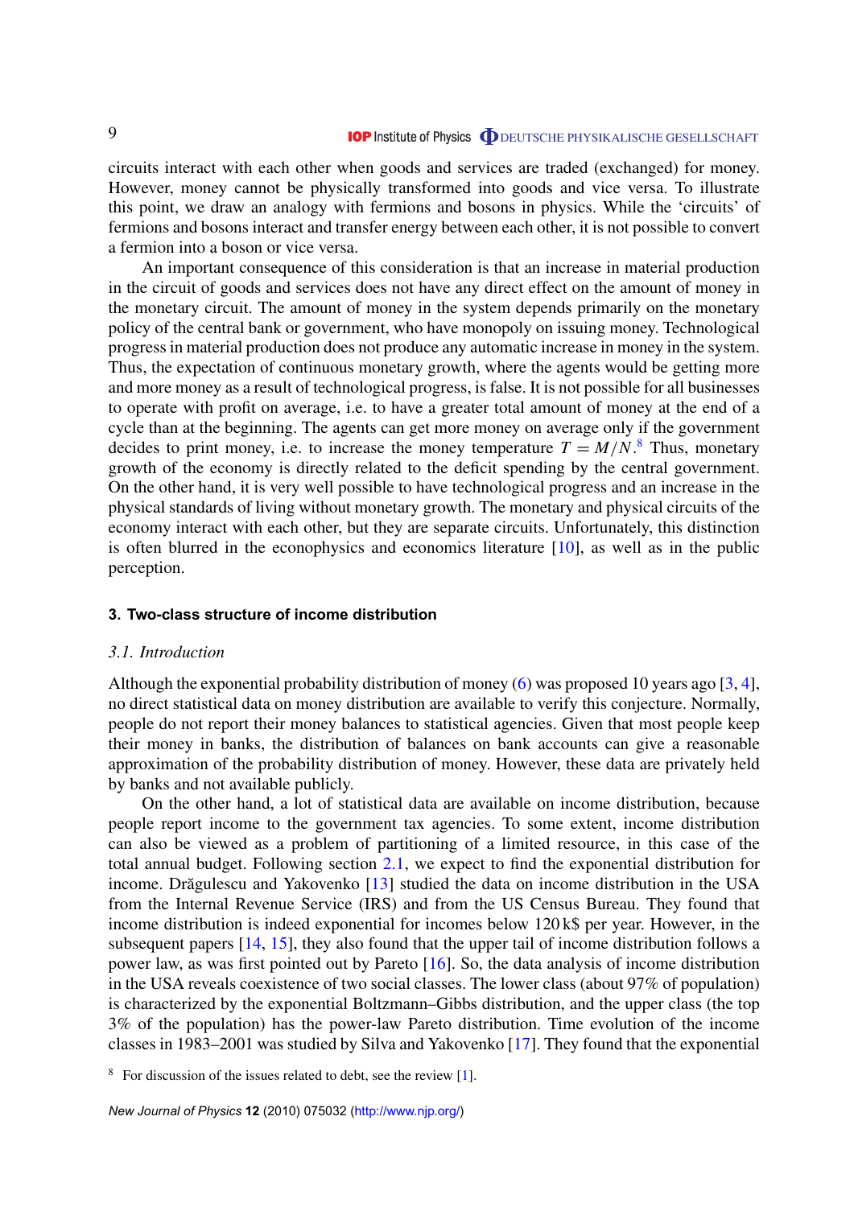circuits interact with each other when goods and services are traded (exchanged) for money. However, money cannot be physically transformed into goods and vice versa. To illustrate this point, we draw an analogy with fermions and bosons in physics. While the 'circuits' of fermions and bosons interact and transfer energy between each other, it is not possible to convert a fermion into a boson or vice versa.

An important consequence of this consideration is that an increase in material production in the circuit of goods and services does not have any direct effect on the amount of money in the monetary circuit. The amount of money in the system depends primarily on the monetary policy of the central bank or government, who have monopoly on issuing money. Technological progress in material production does not produce any automatic increase in money in the system. Thus, the expectation of continuous monetary growth, where the agents would be getting more and more money as a result of technological progress, is false. It is not possible for all businesses to operate with profit on average, i.e. to have a greater total amount of money at the end of a cycle than at the beginning. The agents can get more money on average only if the government decides to print money, i.e. to increase the money temperature $T = M/N$.[8] Thus, monetary growth of the economy is directly related to the deficit spending by the central government. On the other hand, it is very well possible to have technological progress and an increase in the physical standards of living without monetary growth. The monetary and physical circuits of the economy interact with each other, but they are separate circuits. Unfortunately, this distinction is often blurred in the econophysics and economics literature [10], as well as in the public perception.

## 3. Two-class structure of income distribution

### 3.1. Introduction

Although the exponential probability distribution of money (6) was proposed 10 years ago [3, 4], no direct statistical data on money distribution are available to verify this conjecture. Normally, people do not report their money balances to statistical agencies. Given that most people keep their money in banks, the distribution of balances on bank accounts can give a reasonable approximation of the probability distribution of money. However, these data are privately held by banks and not available publicly.

On the other hand, a lot of statistical data are available on income distribution, because people report income to the government tax agencies. To some extent, income distribution can also be viewed as a problem of partitioning of a limited resource, in this case of the total annual budget. Following section 2.1, we expect to find the exponential distribution for income. Drăgulescu and Yakovenko [13] studied the data on income distribution in the USA from the Internal Revenue Service (IRS) and from the US Census Bureau. They found that income distribution is indeed exponential for incomes below 120 k\$ per year. However, in the subsequent papers [14, 15], they also found that the upper tail of income distribution follows a power law, as was first pointed out by Pareto [16]. So, the data analysis of income distribution in the USA reveals coexistence of two social classes. The lower class (about 97% of population) is characterized by the exponential Boltzmann–Gibbs distribution, and the upper class (the top 3% of the population) has the power-law Pareto distribution. Time evolution of the income classes in 1983–2001 was studied by Silva and Yakovenko [17]. They found that the exponential

[8] For discussion of the issues related to debt, see the review [1].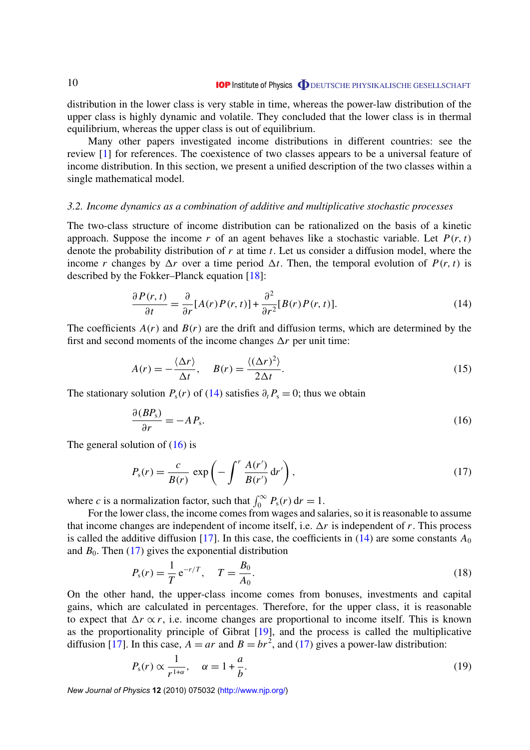distribution in the lower class is very stable in time, whereas the power-law distribution of the upper class is highly dynamic and volatile. They concluded that the lower class is in thermal equilibrium, whereas the upper class is out of equilibrium.

Many other papers investigated income distributions in different countries: see the review [1] for references. The coexistence of two classes appears to be a universal feature of income distribution. In this section, we present a unified description of the two classes within a single mathematical model.

### 3.2. Income dynamics as a combination of additive and multiplicative stochastic processes

The two-class structure of income distribution can be rationalized on the basis of a kinetic approach. Suppose the income $r$ of an agent behaves like a stochastic variable. Let $P(r,t)$ denote the probability distribution of $r$ at time $t$. Let us consider a diffusion model, where the income $r$ changes by $\Delta r$ over a time period $\Delta t$. Then, the temporal evolution of $P(r,t)$ is described by the Fokker–Planck equation [18]:

$$\frac{\partial P(r,t)}{\partial t} = \frac{\partial}{\partial r}[A(r)P(r,t)] + \frac{\partial^2}{\partial r^2}[B(r)P(r,t)]. \tag{14}$$

The coefficients $A(r)$ and $B(r)$ are the drift and diffusion terms, which are determined by the first and second moments of the income changes $\Delta r$ per unit time:

$$A(r) = -\frac{\langle \Delta r \rangle}{\Delta t}, \quad B(r) = \frac{\langle (\Delta r)^2 \rangle}{2\Delta t}. \tag{15}$$

The stationary solution $P_s(r)$ of (14) satisfies $\partial_t P_s = 0$; thus we obtain

$$\frac{\partial (BP_s)}{\partial r} = -AP_s. \tag{16}$$

The general solution of (16) is

$$P_s(r) = \frac{c}{B(r)} \exp\left(-\int^r \frac{A(r')}{B(r')}\,\mathrm{d}r'\right), \tag{17}$$

where $c$ is a normalization factor, such that $\int_0^\infty P_s(r)\,\mathrm{d}r = 1$.

For the lower class, the income comes from wages and salaries, so it is reasonable to assume that income changes are independent of income itself, i.e. $\Delta r$ is independent of $r$. This process is called the additive diffusion [17]. In this case, the coefficients in (14) are some constants $A_0$ and $B_0$. Then (17) gives the exponential distribution

$$P_s(r) = \frac{1}{T}\,\mathrm{e}^{-r/T}, \quad T = \frac{B_0}{A_0}. \tag{18}$$

On the other hand, the upper-class income comes from bonuses, investments and capital gains, which are calculated in percentages. Therefore, for the upper class, it is reasonable to expect that $\Delta r \propto r$, i.e. income changes are proportional to income itself. This is known as the proportionality principle of Gibrat [19], and the process is called the multiplicative diffusion [17]. In this case, $A = ar$ and $B = br^2$, and (17) gives a power-law distribution:

$$P_s(r) \propto \frac{1}{r^{1+\alpha}}, \quad \alpha = 1 + \frac{a}{b}. \tag{19}$$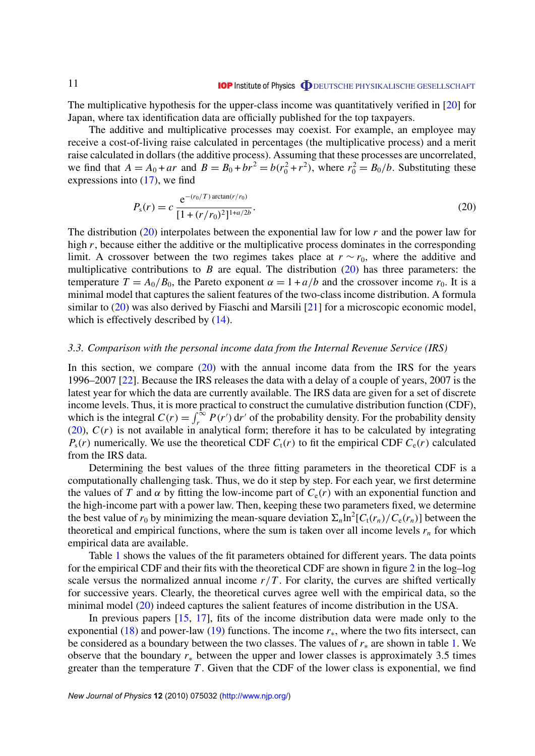The multiplicative hypothesis for the upper-class income was quantitatively verified in [20] for Japan, where tax identification data are officially published for the top taxpayers.

The additive and multiplicative processes may coexist. For example, an employee may receive a cost-of-living raise calculated in percentages (the multiplicative process) and a merit raise calculated in dollars (the additive process). Assuming that these processes are uncorrelated, we find that $A = A_0 + ar$ and $B = B_0 + br^2 = b(r_0^2 + r^2)$, where $r_0^2 = B_0/b$. Substituting these expressions into (17), we find

$$P_s(r) = c\,\frac{e^{-(r_0/T)\arctan(r/r_0)}}{[1+(r/r_0)^2]^{1+a/2b}}. \tag{20}$$

The distribution (20) interpolates between the exponential law for low $r$ and the power law for high $r$, because either the additive or the multiplicative process dominates in the corresponding limit. A crossover between the two regimes takes place at $r \sim r_0$, where the additive and multiplicative contributions to $B$ are equal. The distribution (20) has three parameters: the temperature $T = A_0/B_0$, the Pareto exponent $\alpha = 1 + a/b$ and the crossover income $r_0$. It is a minimal model that captures the salient features of the two-class income distribution. A formula similar to (20) was also derived by Fiaschi and Marsili [21] for a microscopic economic model, which is effectively described by (14).

### *3.3. Comparison with the personal income data from the Internal Revenue Service (IRS)*

In this section, we compare (20) with the annual income data from the IRS for the years 1996–2007 [22]. Because the IRS releases the data with a delay of a couple of years, 2007 is the latest year for which the data are currently available. The IRS data are given for a set of discrete income levels. Thus, it is more practical to construct the cumulative distribution function (CDF), which is the integral $C(r) = \int_r^\infty P(r')\,\mathrm{d}r'$ of the probability density. For the probability density (20), $C(r)$ is not available in analytical form; therefore it has to be calculated by integrating $P_s(r)$ numerically. We use the theoretical CDF $C_t(r)$ to fit the empirical CDF $C_e(r)$ calculated from the IRS data.

Determining the best values of the three fitting parameters in the theoretical CDF is a computationally challenging task. Thus, we do it step by step. For each year, we first determine the values of $T$ and $\alpha$ by fitting the low-income part of $C_e(r)$ with an exponential function and the high-income part with a power law. Then, keeping these two parameters fixed, we determine the best value of $r_0$ by minimizing the mean-square deviation $\Sigma_n \ln^2[C_t(r_n)/C_e(r_n)]$ between the theoretical and empirical functions, where the sum is taken over all income levels $r_n$ for which empirical data are available.

Table 1 shows the values of the fit parameters obtained for different years. The data points for the empirical CDF and their fits with the theoretical CDF are shown in figure 2 in the log–log scale versus the normalized annual income $r/T$. For clarity, the curves are shifted vertically for successive years. Clearly, the theoretical curves agree well with the empirical data, so the minimal model (20) indeed captures the salient features of income distribution in the USA.

In previous papers [15, 17], fits of the income distribution data were made only to the exponential (18) and power-law (19) functions. The income $r_*$, where the two fits intersect, can be considered as a boundary between the two classes. The values of $r_*$ are shown in table 1. We observe that the boundary $r_*$ between the upper and lower classes is approximately 3.5 times greater than the temperature $T$. Given that the CDF of the lower class is exponential, we find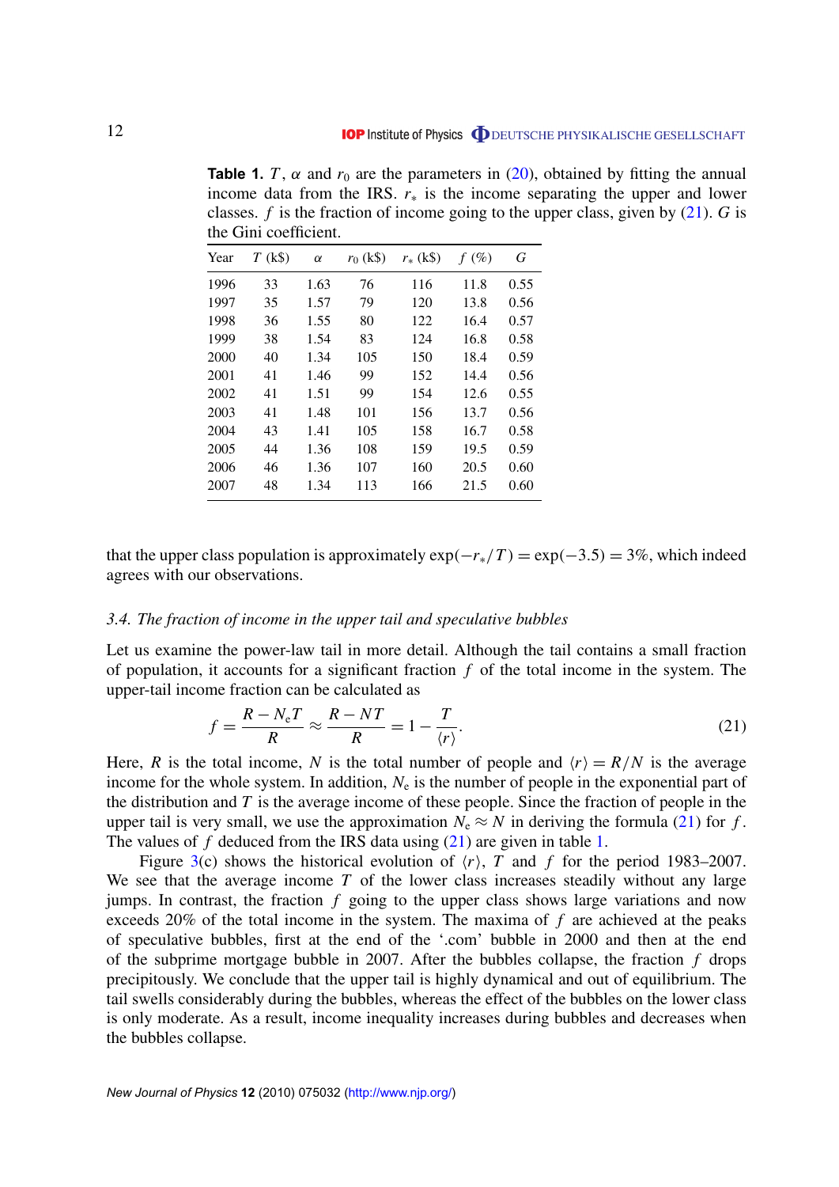**Table 1.** $T$, $\alpha$ and $r_0$ are the parameters in (20), obtained by fitting the annual income data from the IRS. $r_*$ is the income separating the upper and lower classes. $f$ is the fraction of income going to the upper class, given by (21). $G$ is the Gini coefficient.

| Year | $T$ (k\$) | $\alpha$ | $r_0$ (k\$) | $r_*$ (k\$) | $f$ (%) | $G$ |
|---|---|---|---|---|---|---|
| 1996 | 33 | 1.63 | 76 | 116 | 11.8 | 0.55 |
| 1997 | 35 | 1.57 | 79 | 120 | 13.8 | 0.56 |
| 1998 | 36 | 1.55 | 80 | 122 | 16.4 | 0.57 |
| 1999 | 38 | 1.54 | 83 | 124 | 16.8 | 0.58 |
| 2000 | 40 | 1.34 | 105 | 150 | 18.4 | 0.59 |
| 2001 | 41 | 1.46 | 99 | 152 | 14.4 | 0.56 |
| 2002 | 41 | 1.51 | 99 | 154 | 12.6 | 0.55 |
| 2003 | 41 | 1.48 | 101 | 156 | 13.7 | 0.56 |
| 2004 | 43 | 1.41 | 105 | 158 | 16.7 | 0.58 |
| 2005 | 44 | 1.36 | 108 | 159 | 19.5 | 0.59 |
| 2006 | 46 | 1.36 | 107 | 160 | 20.5 | 0.60 |
| 2007 | 48 | 1.34 | 113 | 166 | 21.5 | 0.60 |

that the upper class population is approximately $\exp(-r_*/T) = \exp(-3.5) = 3\%$, which indeed agrees with our observations.

### 3.4. The fraction of income in the upper tail and speculative bubbles

Let us examine the power-law tail in more detail. Although the tail contains a small fraction of population, it accounts for a significant fraction $f$ of the total income in the system. The upper-tail income fraction can be calculated as

$$f = \frac{R - N_e T}{R} \approx \frac{R - NT}{R} = 1 - \frac{T}{\langle r \rangle}. \tag{21}$$

Here, $R$ is the total income, $N$ is the total number of people and $\langle r \rangle = R/N$ is the average income for the whole system. In addition, $N_e$ is the number of people in the exponential part of the distribution and $T$ is the average income of these people. Since the fraction of people in the upper tail is very small, we use the approximation $N_e \approx N$ in deriving the formula (21) for $f$. The values of $f$ deduced from the IRS data using (21) are given in table 1.

Figure 3(c) shows the historical evolution of $\langle r \rangle$, $T$ and $f$ for the period 1983–2007. We see that the average income $T$ of the lower class increases steadily without any large jumps. In contrast, the fraction $f$ going to the upper class shows large variations and now exceeds 20% of the total income in the system. The maxima of $f$ are achieved at the peaks of speculative bubbles, first at the end of the '.com' bubble in 2000 and then at the end of the subprime mortgage bubble in 2007. After the bubbles collapse, the fraction $f$ drops precipitously. We conclude that the upper tail is highly dynamical and out of equilibrium. The tail swells considerably during the bubbles, whereas the effect of the bubbles on the lower class is only moderate. As a result, income inequality increases during bubbles and decreases when the bubbles collapse.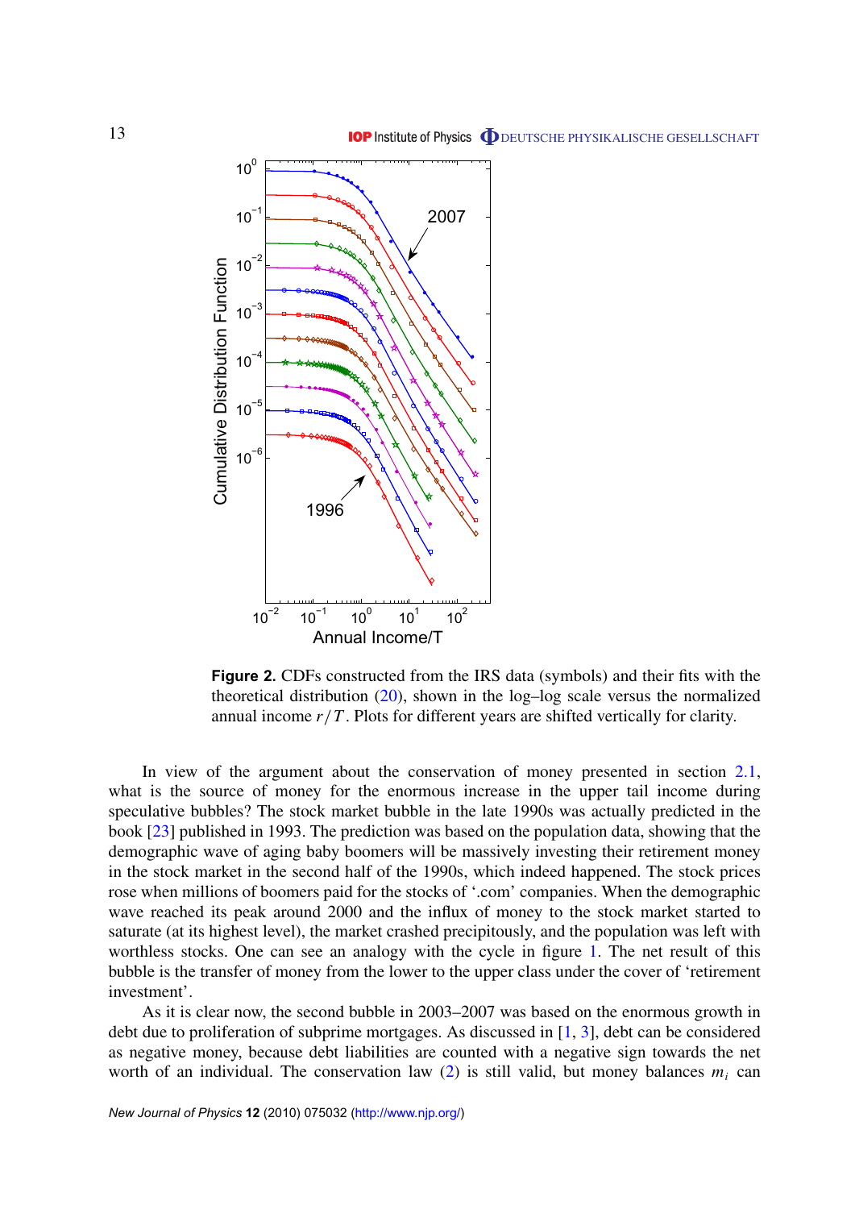**Figure 2.** CDFs constructed from the IRS data (symbols) and their fits with the theoretical distribution (20), shown in the log–log scale versus the normalized annual income $r/T$. Plots for different years are shifted vertically for clarity.

In view of the argument about the conservation of money presented in section 2.1, what is the source of money for the enormous increase in the upper tail income during speculative bubbles? The stock market bubble in the late 1990s was actually predicted in the book [23] published in 1993. The prediction was based on the population data, showing that the demographic wave of aging baby boomers will be massively investing their retirement money in the stock market in the second half of the 1990s, which indeed happened. The stock prices rose when millions of boomers paid for the stocks of '.com' companies. When the demographic wave reached its peak around 2000 and the influx of money to the stock market started to saturate (at its highest level), the market crashed precipitously, and the population was left with worthless stocks. One can see an analogy with the cycle in figure 1. The net result of this bubble is the transfer of money from the lower to the upper class under the cover of 'retirement investment'.

As it is clear now, the second bubble in 2003–2007 was based on the enormous growth in debt due to proliferation of subprime mortgages. As discussed in [1, 3], debt can be considered as negative money, because debt liabilities are counted with a negative sign towards the net worth of an individual. The conservation law (2) is still valid, but money balances $m_i$ can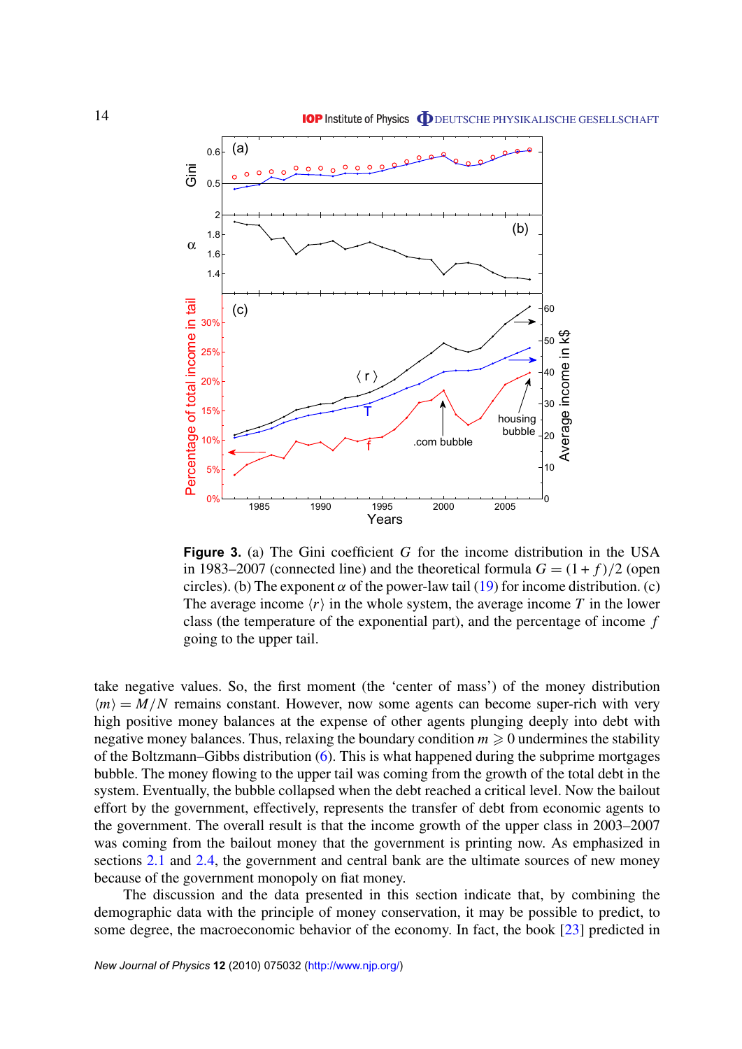**Figure 3.** (a) The Gini coefficient $G$ for the income distribution in the USA in 1983–2007 (connected line) and the theoretical formula $G = (1 + f)/2$ (open circles). (b) The exponent $\alpha$ of the power-law tail (19) for income distribution. (c) The average income $\langle r \rangle$ in the whole system, the average income $T$ in the lower class (the temperature of the exponential part), and the percentage of income $f$ going to the upper tail.

take negative values. So, the first moment (the 'center of mass') of the money distribution $\langle m \rangle = M/N$ remains constant. However, now some agents can become super-rich with very high positive money balances at the expense of other agents plunging deeply into debt with negative money balances. Thus, relaxing the boundary condition $m \geqslant 0$ undermines the stability of the Boltzmann–Gibbs distribution (6). This is what happened during the subprime mortgages bubble. The money flowing to the upper tail was coming from the growth of the total debt in the system. Eventually, the bubble collapsed when the debt reached a critical level. Now the bailout effort by the government, effectively, represents the transfer of debt from economic agents to the government. The overall result is that the income growth of the upper class in 2003–2007 was coming from the bailout money that the government is printing now. As emphasized in sections 2.1 and 2.4, the government and central bank are the ultimate sources of new money because of the government monopoly on fiat money.

The discussion and the data presented in this section indicate that, by combining the demographic data with the principle of money conservation, it may be possible to predict, to some degree, the macroeconomic behavior of the economy. In fact, the book [23] predicted in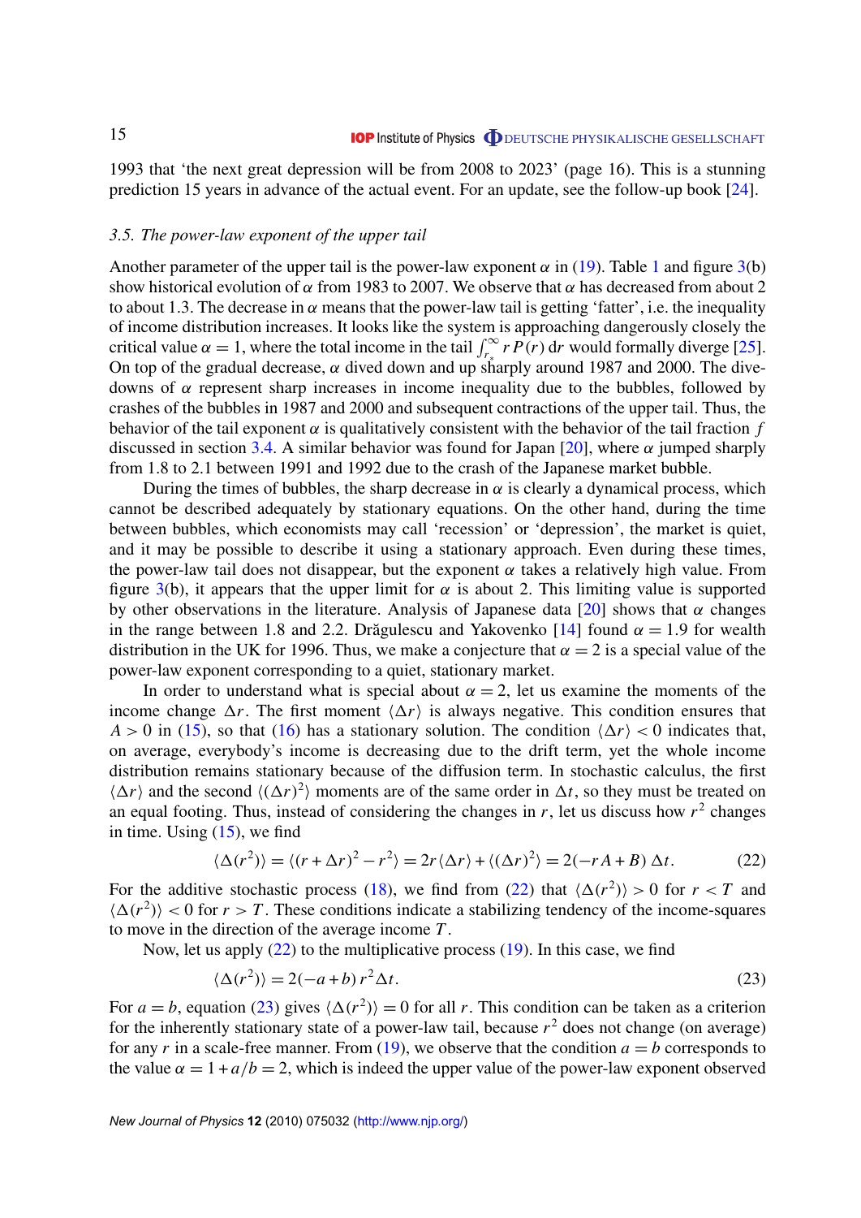1993 that 'the next great depression will be from 2008 to 2023' (page 16). This is a stunning prediction 15 years in advance of the actual event. For an update, see the follow-up book [24].

### *3.5. The power-law exponent of the upper tail*

Another parameter of the upper tail is the power-law exponent $\alpha$ in (19). Table 1 and figure 3(b) show historical evolution of $\alpha$ from 1983 to 2007. We observe that $\alpha$ has decreased from about 2 to about 1.3. The decrease in $\alpha$ means that the power-law tail is getting 'fatter', i.e. the inequality of income distribution increases. It looks like the system is approaching dangerously closely the critical value $\alpha = 1$, where the total income in the tail $\int_{r_*}^{\infty} r\,P(r)\,dr$ would formally diverge [25]. On top of the gradual decrease, $\alpha$ dived down and up sharply around 1987 and 2000. The divedowns of $\alpha$ represent sharp increases in income inequality due to the bubbles, followed by crashes of the bubbles in 1987 and 2000 and subsequent contractions of the upper tail. Thus, the behavior of the tail exponent $\alpha$ is qualitatively consistent with the behavior of the tail fraction $f$ discussed in section 3.4. A similar behavior was found for Japan [20], where $\alpha$ jumped sharply from 1.8 to 2.1 between 1991 and 1992 due to the crash of the Japanese market bubble.

During the times of bubbles, the sharp decrease in $\alpha$ is clearly a dynamical process, which cannot be described adequately by stationary equations. On the other hand, during the time between bubbles, which economists may call 'recession' or 'depression', the market is quiet, and it may be possible to describe it using a stationary approach. Even during these times, the power-law tail does not disappear, but the exponent $\alpha$ takes a relatively high value. From figure 3(b), it appears that the upper limit for $\alpha$ is about 2. This limiting value is supported by other observations in the literature. Analysis of Japanese data [20] shows that $\alpha$ changes in the range between 1.8 and 2.2. Drăgulescu and Yakovenko [14] found $\alpha = 1.9$ for wealth distribution in the UK for 1996. Thus, we make a conjecture that $\alpha = 2$ is a special value of the power-law exponent corresponding to a quiet, stationary market.

In order to understand what is special about $\alpha = 2$, let us examine the moments of the income change $\Delta r$. The first moment $\langle \Delta r \rangle$ is always negative. The first condition ensures that $A > 0$ in (15), so that (16) has a stationary solution. The condition $\langle \Delta r \rangle < 0$ indicates that, on average, everybody's income is decreasing due to the drift term, yet the whole income distribution remains stationary because of the diffusion term. In stochastic calculus, the first $\langle \Delta r \rangle$ and the second $\langle (\Delta r)^2 \rangle$ moments are of the same order in $\Delta t$, so they must be treated on an equal footing. Thus, instead of considering the changes in $r$, let us discuss how $r^2$ changes in time. Using (15), we find

$$\langle \Delta(r^2) \rangle = \langle (r + \Delta r)^2 - r^2 \rangle = 2r\langle \Delta r \rangle + \langle (\Delta r)^2 \rangle = 2(-rA + B)\,\Delta t. \tag{22}$$

For the additive stochastic process (18), we find from (22) that $\langle \Delta(r^2) \rangle > 0$ for $r < T$ and $\langle \Delta(r^2) \rangle < 0$ for $r > T$. These conditions indicate a stabilizing tendency of the income-squares to move in the direction of the average income $T$.

Now, let us apply (22) to the multiplicative process (19). In this case, we find

$$\langle \Delta(r^2) \rangle = 2(-a + b)\, r^2 \Delta t. \tag{23}$$

For $a = b$, equation (23) gives $\langle \Delta(r^2) \rangle = 0$ for all $r$. This condition can be taken as a criterion for the inherently stationary state of a power-law tail, because $r^2$ does not change (on average) for any $r$ in a scale-free manner. From (19), we observe that the condition $a = b$ corresponds to the value $\alpha = 1 + a/b = 2$, which is indeed the upper value of the power-law exponent observed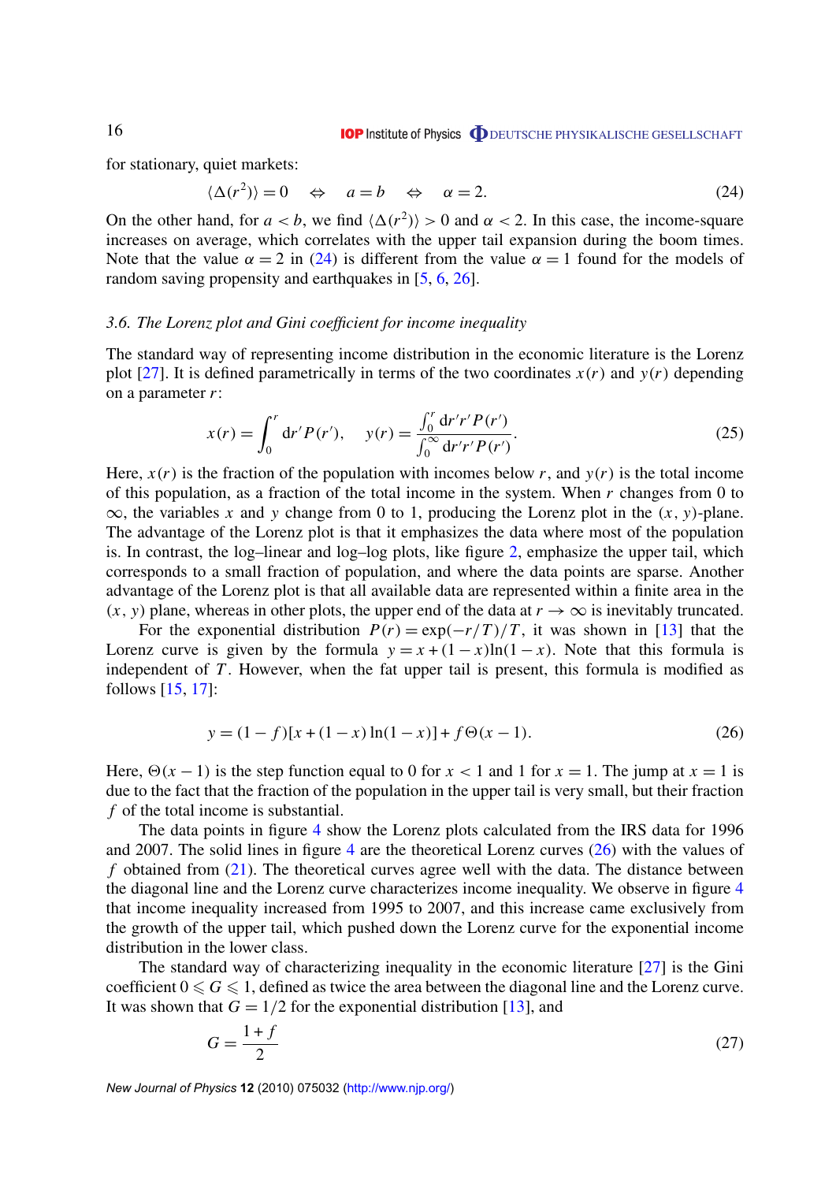for stationary, quiet markets:

$$\langle \Delta(r^2) \rangle = 0 \quad \Leftrightarrow \quad a = b \quad \Leftrightarrow \quad \alpha = 2. \tag{24}$$

On the other hand, for $a < b$, we find $\langle \Delta(r^2) \rangle > 0$ and $\alpha < 2$. In this case, the income-square increases on average, which correlates with the upper tail expansion during the boom times. Note that the value $\alpha = 2$ in (24) is different from the value $\alpha = 1$ found for the models of random saving propensity and earthquakes in [5, 6, 26].

### 3.6. The Lorenz plot and Gini coefficient for income inequality

The standard way of representing income distribution in the economic literature is the Lorenz plot [27]. It is defined parametrically in terms of the two coordinates $x(r)$ and $y(r)$ depending on a parameter $r$:

$$x(r) = \int_0^r \mathrm{d}r' P(r'), \qquad y(r) = \frac{\int_0^r \mathrm{d}r' r' P(r')}{\int_0^\infty \mathrm{d}r' r' P(r')}. \tag{25}$$

Here, $x(r)$ is the fraction of the population with incomes below $r$, and $y(r)$ is the total income of this population, as a fraction of the total income in the system. When $r$ changes from 0 to $\infty$, the variables $x$ and $y$ change from 0 to 1, producing the Lorenz plot in the $(x, y)$-plane. The advantage of the Lorenz plot is that it emphasizes the data where most of the population is. In contrast, the log–linear and log–log plots, like figure 2, emphasize the upper tail, which corresponds to a small fraction of population, and where the data points are sparse. Another advantage of the Lorenz plot is that all available data are represented within a finite area in the $(x, y)$ plane, whereas in other plots, the upper end of the data at $r \to \infty$ is inevitably truncated.

For the exponential distribution $P(r) = \exp(-r/T)/T$, it was shown in [13] that the Lorenz curve is given by the formula $y = x + (1 - x)\ln(1 - x)$. Note that this formula is independent of $T$. However, when the fat upper tail is present, this formula is modified as follows [15, 17]:

$$y = (1 - f)[x + (1 - x)\ln(1 - x)] + f\Theta(x - 1). \tag{26}$$

Here, $\Theta(x - 1)$ is the step function equal to 0 for $x < 1$ and 1 for $x = 1$. The jump at $x = 1$ is due to the fact that the fraction of the population in the upper tail is very small, but their fraction $f$ of the total income is substantial.

The data points in figure 4 show the Lorenz plots calculated from the IRS data for 1996 and 2007. The solid lines in figure 4 are the theoretical Lorenz curves (26) with the values of $f$ obtained from (21). The theoretical curves agree well with the data. The distance between the diagonal line and the Lorenz curve characterizes income inequality. We observe in figure 4 that income inequality increased from 1995 to 2007, and this increase came exclusively from the growth of the upper tail, which pushed down the Lorenz curve for the exponential income distribution in the lower class.

The standard way of characterizing inequality in the economic literature [27] is the Gini coefficient $0 \leqslant G \leqslant 1$, defined as twice the area between the diagonal line and the Lorenz curve. It was shown that $G = 1/2$ for the exponential distribution [13], and

$$G = \frac{1 + f}{2} \tag{27}$$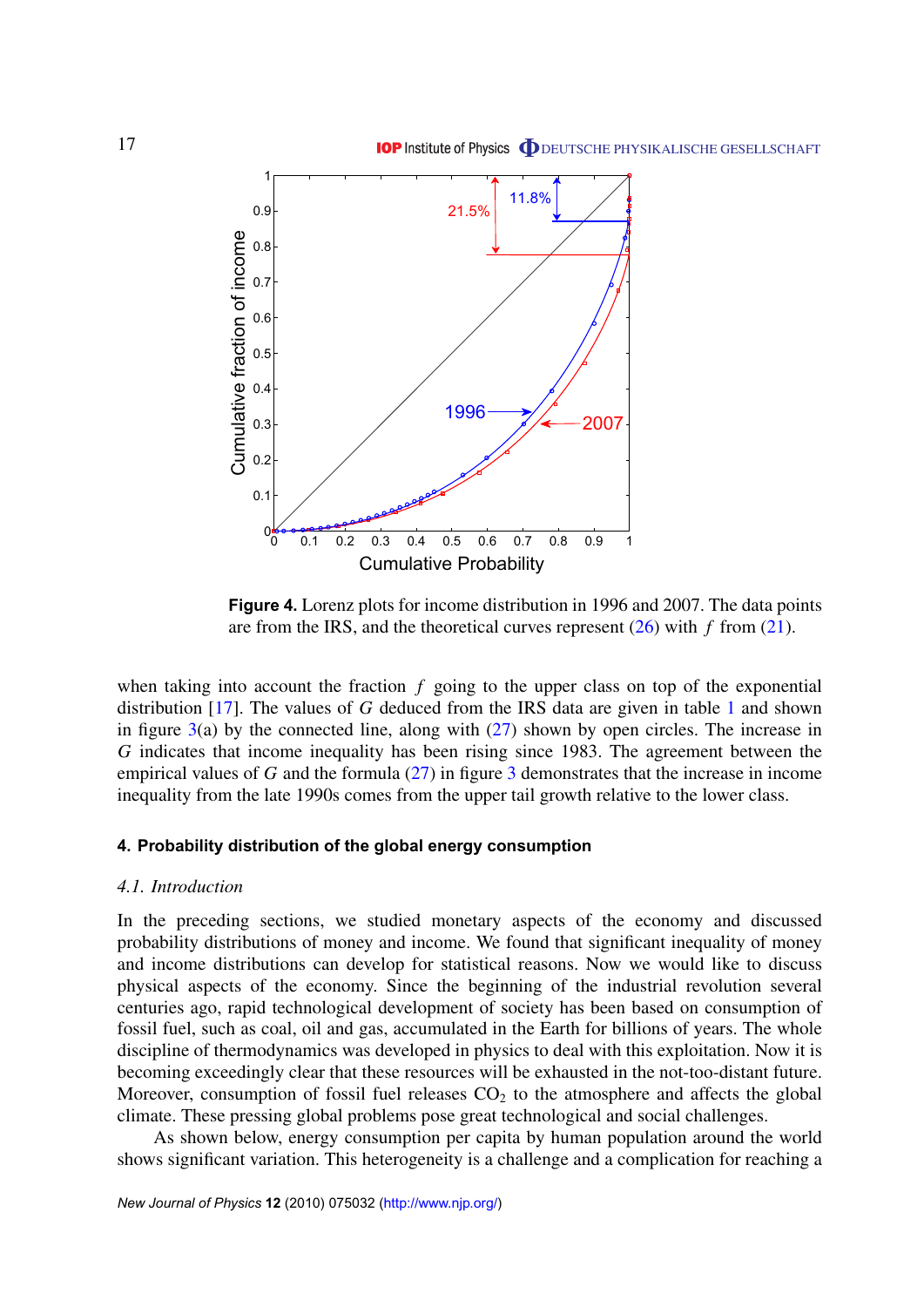**Figure 4.** Lorenz plots for income distribution in 1996 and 2007. The data points are from the IRS, and the theoretical curves represent (26) with $f$ from (21).

when taking into account the fraction $f$ going to the upper class on top of the exponential distribution [17]. The values of $G$ deduced from the IRS data are given in table 1 and shown in figure 3(a) by the connected line, along with (27) shown by open circles. The increase in $G$ indicates that income inequality has been rising since 1983. The agreement between the empirical values of $G$ and the formula (27) in figure 3 demonstrates that the increase in income inequality from the late 1990s comes from the upper tail growth relative to the lower class.

## 4. Probability distribution of the global energy consumption

### 4.1. Introduction

In the preceding sections, we studied monetary aspects of the economy and discussed probability distributions of money and income. We found that significant inequality of money and income distributions can develop for statistical reasons. Now we would like to discuss physical aspects of the economy. Since the beginning of the industrial revolution several centuries ago, rapid technological development of society has been based on consumption of fossil fuel, such as coal, oil and gas, accumulated in the Earth for billions of years. The whole discipline of thermodynamics was developed in physics to deal with this exploitation. Now it is becoming exceedingly clear that these resources will be exhausted in the not-too-distant future. Moreover, consumption of fossil fuel releases $CO_2$ to the atmosphere and affects the global climate. These pressing global problems pose great technological and social challenges.

As shown below, energy consumption per capita by human population around the world shows significant variation. This heterogeneity is a challenge and a complication for reaching a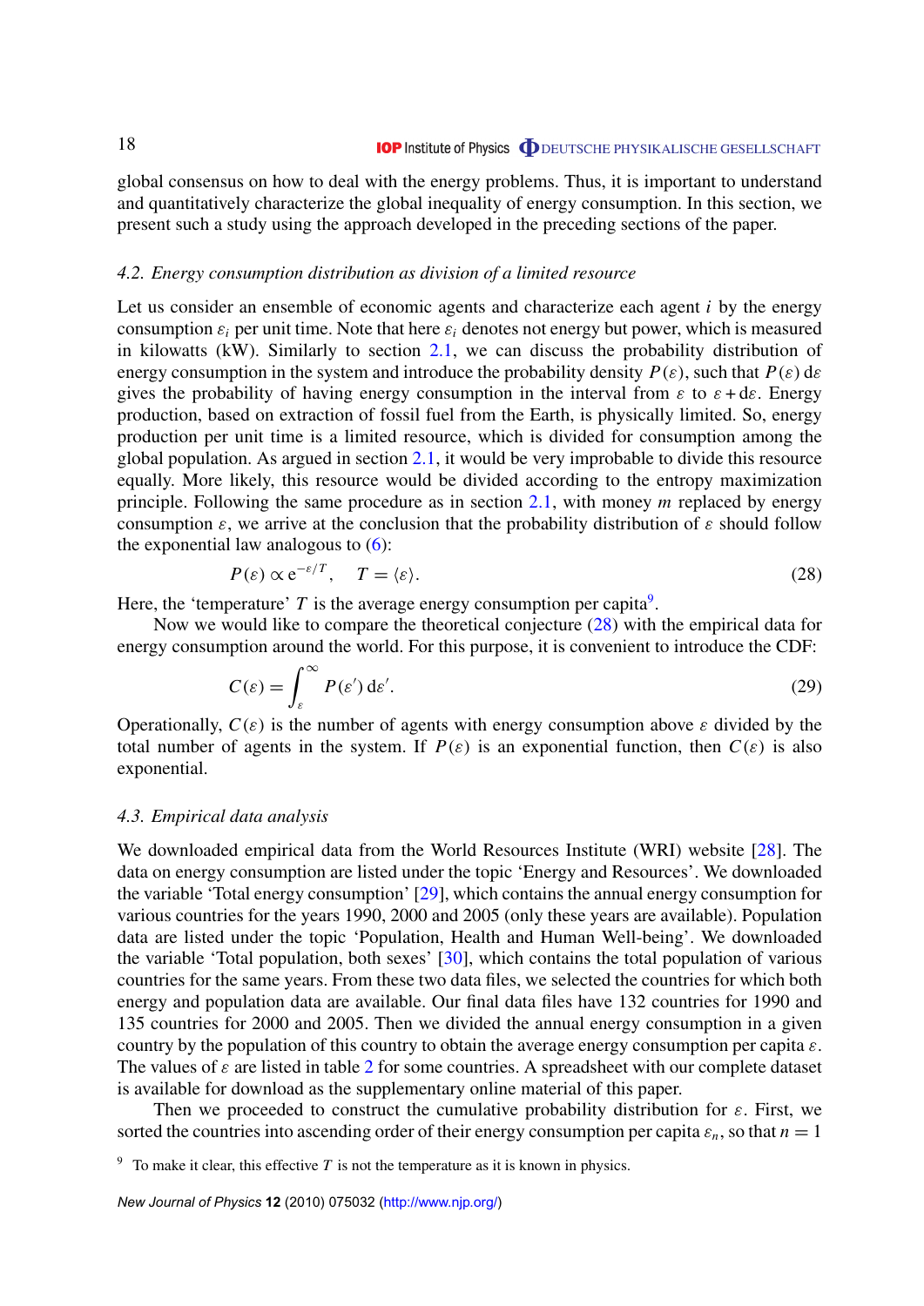global consensus on how to deal with the energy problems. Thus, it is important to understand and quantitatively characterize the global inequality of energy consumption. In this section, we present such a study using the approach developed in the preceding sections of the paper.

### 4.2. Energy consumption distribution as division of a limited resource

Let us consider an ensemble of economic agents and characterize each agent $i$ by the energy consumption $\varepsilon_i$ per unit time. Note that here $\varepsilon_i$ denotes not energy but power, which is measured in kilowatts (kW). Similarly to section 2.1, we can discuss the probability distribution of energy consumption in the system and introduce the probability density $P(\varepsilon)$, such that $P(\varepsilon)\,\mathrm{d}\varepsilon$ gives the probability of having energy consumption in the interval from $\varepsilon$ to $\varepsilon+\mathrm{d}\varepsilon$. Energy production, based on extraction of fossil fuel from the Earth, is physically limited. So, energy production per unit time is a limited resource, which is divided for consumption among the global population. As argued in section 2.1, it would be very improbable to divide this resource equally. More likely, this resource would be divided according to the entropy maximization principle. Following the same procedure as in section 2.1, with money $m$ replaced by energy consumption $\varepsilon$, we arrive at the conclusion that the probability distribution of $\varepsilon$ should follow the exponential law analogous to (6):

$$P(\varepsilon) \propto \mathrm{e}^{-\varepsilon/T}, \quad T = \langle\varepsilon\rangle. \tag{28}$$

Here, the 'temperature' $T$ is the average energy consumption per capita[9].

Now we would like to compare the theoretical conjecture (28) with the empirical data for energy consumption around the world. For this purpose, it is convenient to introduce the CDF:

$$C(\varepsilon) = \int_{\varepsilon}^{\infty} P(\varepsilon')\,\mathrm{d}\varepsilon'. \tag{29}$$

Operationally, $C(\varepsilon)$ is the number of agents with energy consumption above $\varepsilon$ divided by the total number of agents in the system. If $P(\varepsilon)$ is an exponential function, then $C(\varepsilon)$ is also exponential.

### 4.3. Empirical data analysis

We downloaded empirical data from the World Resources Institute (WRI) website [28]. The data on energy consumption are listed under the topic 'Energy and Resources'. We downloaded the variable 'Total energy consumption' [29], which contains the annual energy consumption for various countries for the years 1990, 2000 and 2005 (only these years are available). Population data are listed under the topic 'Population, Health and Human Well-being'. We downloaded the variable 'Total population, both sexes' [30], which contains the total population of various countries for the same years. From these two data files, we selected the countries for which both energy and population data are available. Our final data files have 132 countries for 1990 and 135 countries for 2000 and 2005. Then we divided the annual energy consumption in a given country by the population of this country to obtain the average energy consumption per capita $\varepsilon$. The values of $\varepsilon$ are listed in table 2 for some countries. A spreadsheet with our complete dataset is available for download as the supplementary online material of this paper.

Then we proceeded to construct the cumulative probability distribution for $\varepsilon$. First, we sorted the countries into ascending order of their energy consumption per capita $\varepsilon_n$, so that $n = 1$

[9] To make it clear, this effective $T$ is not the temperature as it is known in physics.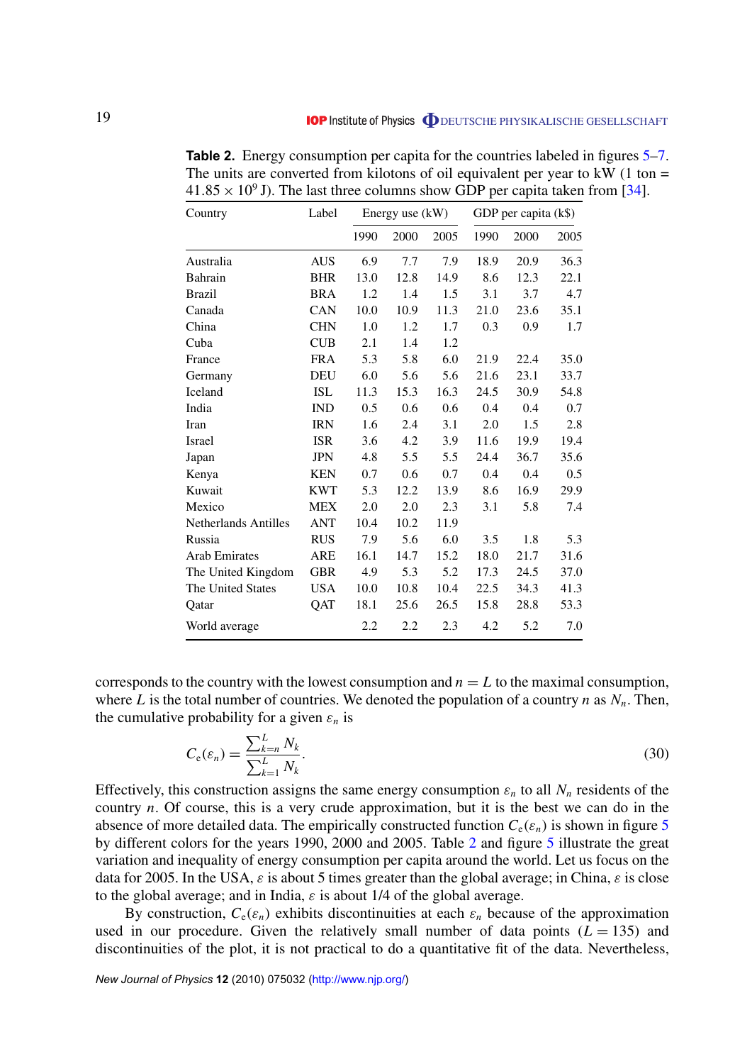**Table 2.** Energy consumption per capita for the countries labeled in figures 5–7. The units are converted from kilotons of oil equivalent per year to kW (1 ton = $41.85 \times 10^9$ J). The last three columns show GDP per capita taken from [34].

| Country | Label | Energy use (kW) | | | GDP per capita (k$) | | |
|---|---|---|---|---|---|---|---|
| | | 1990 | 2000 | 2005 | 1990 | 2000 | 2005 |
| Australia | AUS | 6.9 | 7.7 | 7.9 | 18.9 | 20.9 | 36.3 |
| Bahrain | BHR | 13.0 | 12.8 | 14.9 | 8.6 | 12.3 | 22.1 |
| Brazil | BRA | 1.2 | 1.4 | 1.5 | 3.1 | 3.7 | 4.7 |
| Canada | CAN | 10.0 | 10.9 | 11.3 | 21.0 | 23.6 | 35.1 |
| China | CHN | 1.0 | 1.2 | 1.7 | 0.3 | 0.9 | 1.7 |
| Cuba | CUB | 2.1 | 1.4 | 1.2 | | | |
| France | FRA | 5.3 | 5.8 | 6.0 | 21.9 | 22.4 | 35.0 |
| Germany | DEU | 6.0 | 5.6 | 5.6 | 21.6 | 23.1 | 33.7 |
| Iceland | ISL | 11.3 | 15.3 | 16.3 | 24.5 | 30.9 | 54.8 |
| India | IND | 0.5 | 0.6 | 0.6 | 0.4 | 0.4 | 0.7 |
| Iran | IRN | 1.6 | 2.4 | 3.1 | 2.0 | 1.5 | 2.8 |
| Israel | ISR | 3.6 | 4.2 | 3.9 | 11.6 | 19.9 | 19.4 |
| Japan | JPN | 4.8 | 5.5 | 5.5 | 24.4 | 36.7 | 35.6 |
| Kenya | KEN | 0.7 | 0.6 | 0.7 | 0.4 | 0.4 | 0.5 |
| Kuwait | KWT | 5.3 | 12.2 | 13.9 | 8.6 | 16.9 | 29.9 |
| Mexico | MEX | 2.0 | 2.0 | 2.3 | 3.1 | 5.8 | 7.4 |
| Netherlands Antilles | ANT | 10.4 | 10.2 | 11.9 | | | |
| Russia | RUS | 7.9 | 5.6 | 6.0 | 3.5 | 1.8 | 5.3 |
| Arab Emirates | ARE | 16.1 | 14.7 | 15.2 | 18.0 | 21.7 | 31.6 |
| The United Kingdom | GBR | 4.9 | 5.3 | 5.2 | 17.3 | 24.5 | 37.0 |
| The United States | USA | 10.0 | 10.8 | 10.4 | 22.5 | 34.3 | 41.3 |
| Qatar | QAT | 18.1 | 25.6 | 26.5 | 15.8 | 28.8 | 53.3 |
| World average | | 2.2 | 2.2 | 2.3 | 4.2 | 5.2 | 7.0 |

corresponds to the country with the lowest consumption and $n = L$ to the maximal consumption, where $L$ is the total number of countries. We denoted the population of a country $n$ as $N_n$. Then, the cumulative probability for a given $\varepsilon_n$ is

$$C_e(\varepsilon_n) = \frac{\sum_{k=n}^{L} N_k}{\sum_{k=1}^{L} N_k}. \tag{30}$$

Effectively, this construction assigns the same energy consumption $\varepsilon_n$ to all $N_n$ residents of the country $n$. Of course, this is a very crude approximation, but it is the best we can do in the absence of more detailed data. The empirically constructed function $C_e(\varepsilon_n)$ is shown in figure 5 by different colors for the years 1990, 2000 and 2005. Table 2 and figure 5 illustrate the great variation and inequality of energy consumption per capita around the world. Let us focus on the data for 2005. In the USA, $\varepsilon$ is about 5 times greater than the global average; in China, $\varepsilon$ is close to the global average; and in India, $\varepsilon$ is about 1/4 of the global average.

By construction, $C_e(\varepsilon_n)$ exhibits discontinuities at each $\varepsilon_n$ because of the approximation used in our procedure. Given the relatively small number of data points ($L = 135$) and discontinuities of the plot, it is not practical to do a quantitative fit of the data. Nevertheless,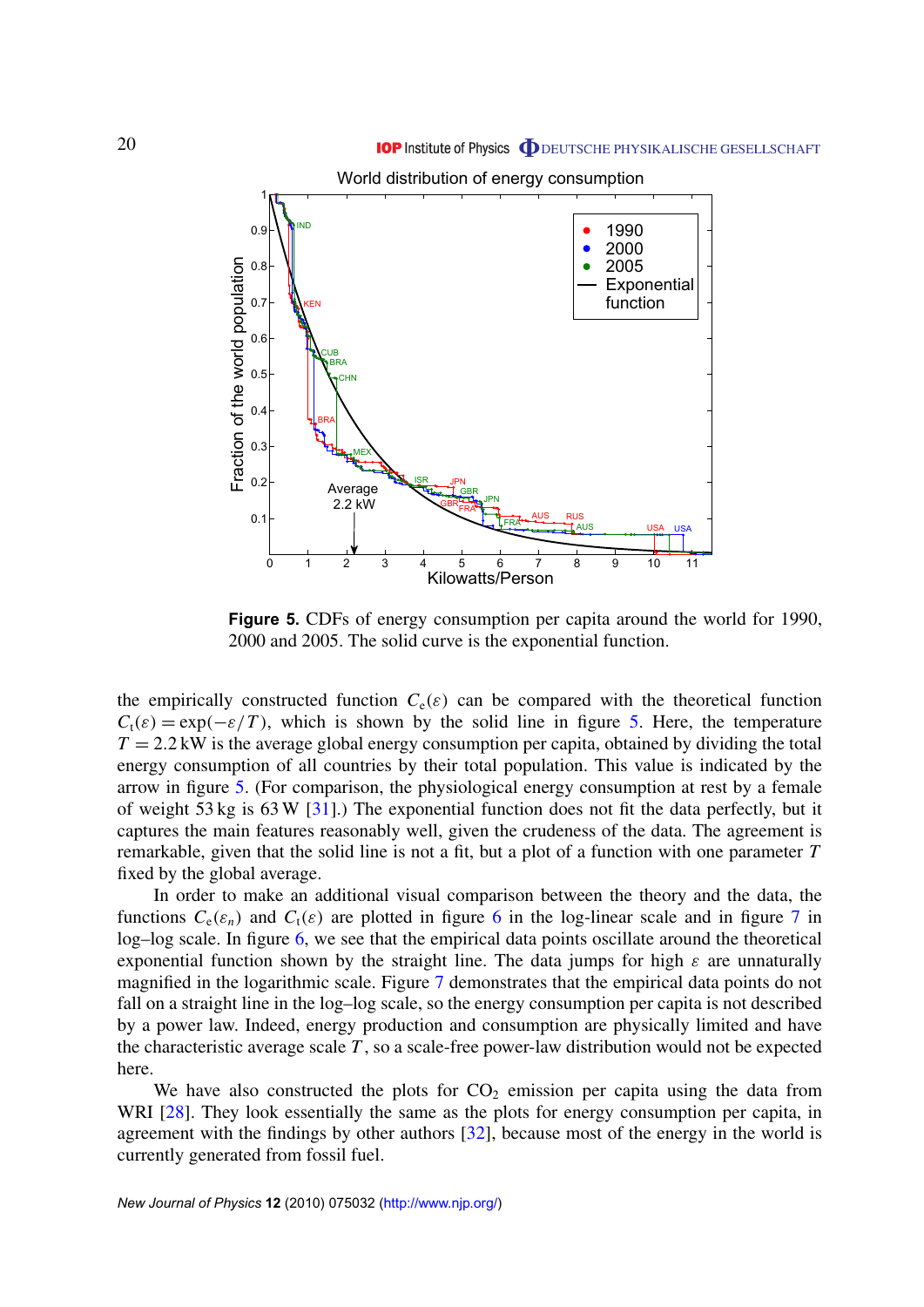**Figure 5.** CDFs of energy consumption per capita around the world for 1990, 2000 and 2005. The solid curve is the exponential function.

the empirically constructed function $C_e(\varepsilon)$ can be compared with the theoretical function $C_t(\varepsilon) = \exp(-\varepsilon/T)$, which is shown by the solid line in figure 5. Here, the temperature $T = 2.2$ kW is the average global energy consumption per capita, obtained by dividing the total energy consumption of all countries by their total population. This value is indicated by the arrow in figure 5. (For comparison, the physiological energy consumption at rest by a female of weight 53 kg is 63 W [31].) The exponential function does not fit the data perfectly, but it captures the main features reasonably well, given the crudeness of the data. The agreement is remarkable, given that the solid line is not a fit, but a plot of a function with one parameter $T$ fixed by the global average.

In order to make an additional visual comparison between the theory and the data, the functions $C_e(\varepsilon_n)$ and $C_t(\varepsilon)$ are plotted in figure 6 in the log-linear scale and in figure 7 in log–log scale. In figure 6, we see that the empirical data points oscillate around the theoretical exponential function shown by the straight line. The data jumps for high $\varepsilon$ are unnaturally magnified in the logarithmic scale. Figure 7 demonstrates that the empirical data points do not fall on a straight line in the log–log scale, so the energy consumption per capita is not described by a power law. Indeed, energy production and consumption are physically limited and have the characteristic average scale $T$, so a scale-free power-law distribution would not be expected here.

We have also constructed the plots for $CO_2$ emission per capita using the data from WRI [28]. They look essentially the same as the plots for energy consumption per capita, in agreement with the findings by other authors [32], because most of the energy in the world is currently generated from fossil fuel.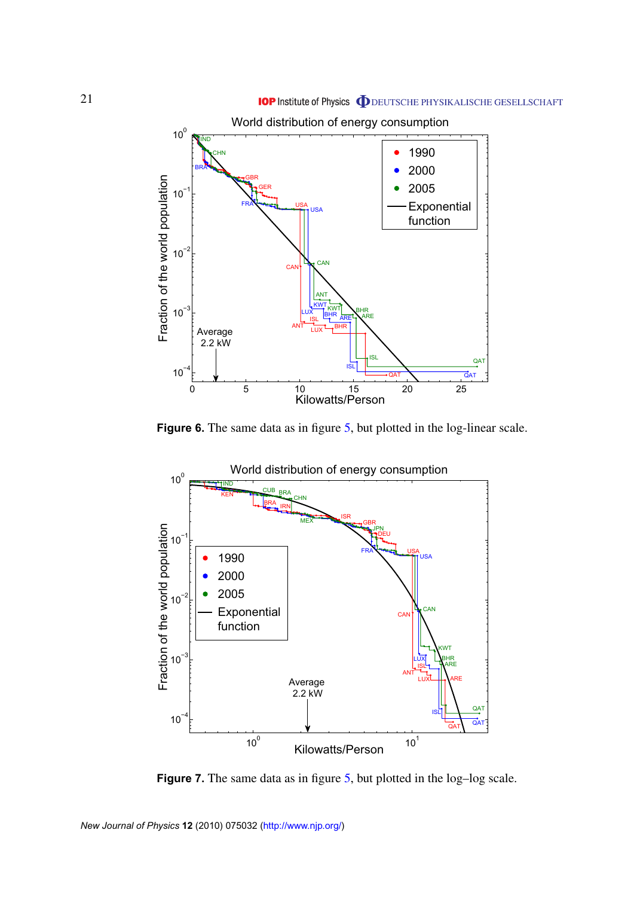**Figure 6.** The same data as in figure 5, but plotted in the log-linear scale.

**Figure 7.** The same data as in figure 5, but plotted in the log–log scale.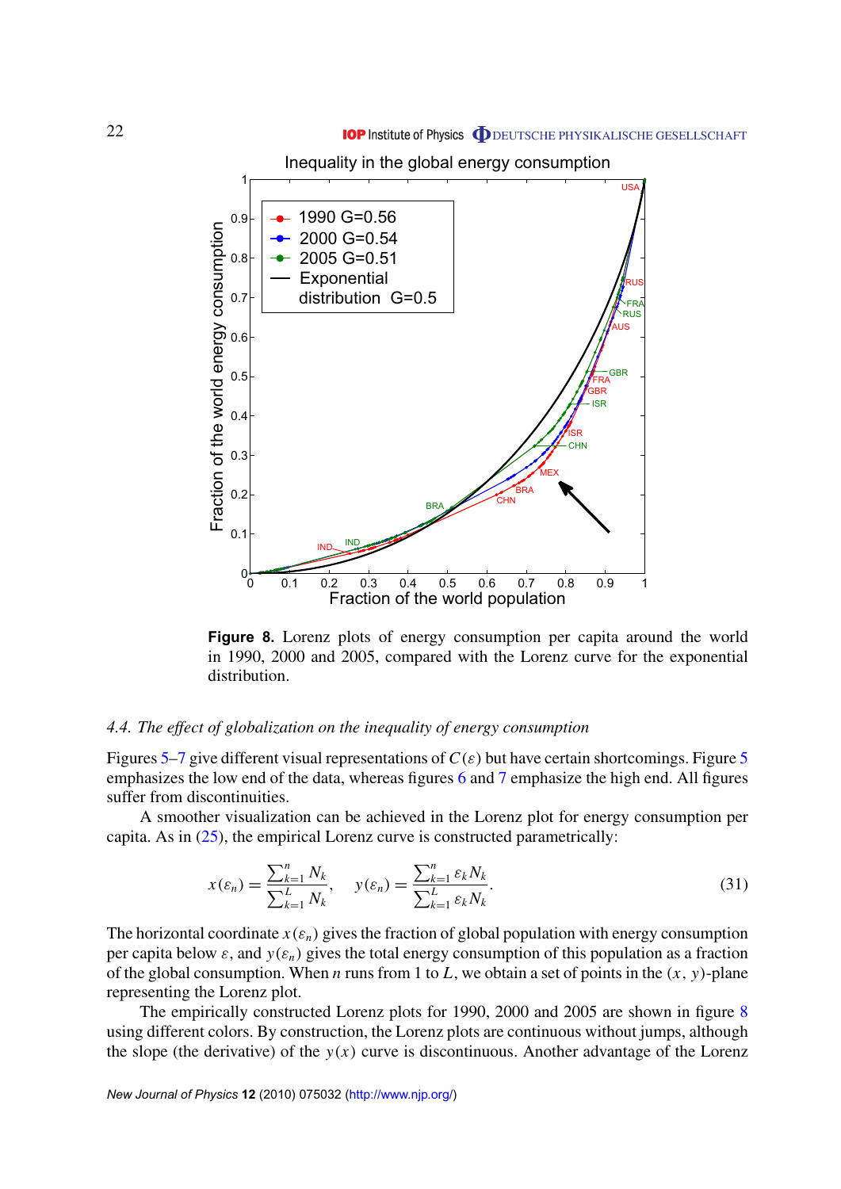**Figure 8.** Lorenz plots of energy consumption per capita around the world in 1990, 2000 and 2005, compared with the Lorenz curve for the exponential distribution.

### 4.4. The effect of globalization on the inequality of energy consumption

Figures 5–7 give different visual representations of $C(\varepsilon)$ but have certain shortcomings. Figure 5 emphasizes the low end of the data, whereas figures 6 and 7 emphasize the high end. All figures suffer from discontinuities.

A smoother visualization can be achieved in the Lorenz plot for energy consumption per capita. As in (25), the empirical Lorenz curve is constructed parametrically:

$$x(\varepsilon_n) = \frac{\sum_{k=1}^{n} N_k}{\sum_{k=1}^{L} N_k}, \quad y(\varepsilon_n) = \frac{\sum_{k=1}^{n} \varepsilon_k N_k}{\sum_{k=1}^{L} \varepsilon_k N_k}. \tag{31}$$

The horizontal coordinate $x(\varepsilon_n)$ gives the fraction of global population with energy consumption per capita below $\varepsilon$, and $y(\varepsilon_n)$ gives the total energy consumption of this population as a fraction of the global consumption. When $n$ runs from 1 to $L$, we obtain a set of points in the $(x, y)$-plane representing the Lorenz plot.

The empirically constructed Lorenz plots for 1990, 2000 and 2005 are shown in figure 8 using different colors. By construction, the Lorenz plots are continuous without jumps, although the slope (the derivative) of the $y(x)$ curve is discontinuous. Another advantage of the Lorenz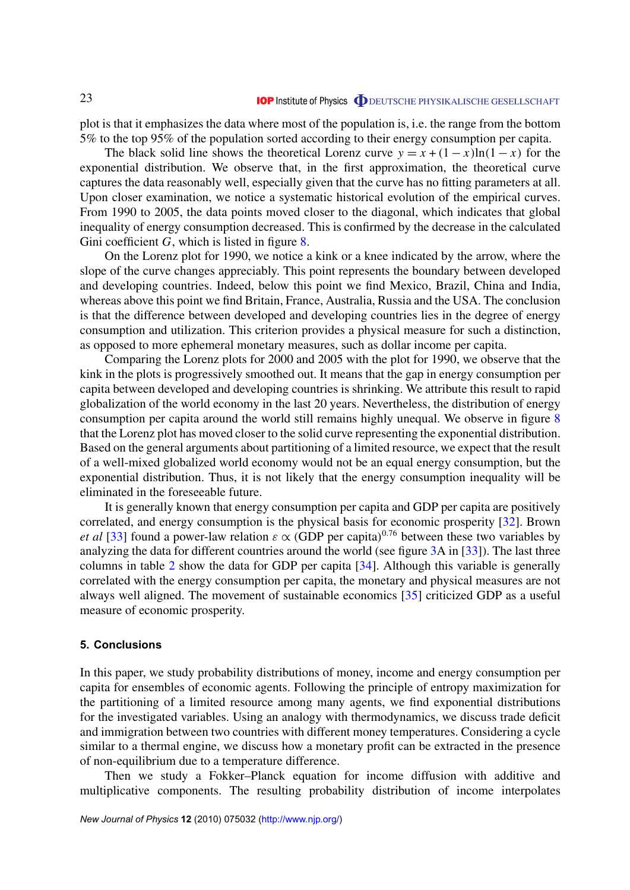plot is that it emphasizes the data where most of the population is, i.e. the range from the bottom 5% to the top 95% of the population sorted according to their energy consumption per capita.

The black solid line shows the theoretical Lorenz curve $y = x + (1-x)\ln(1-x)$ for the exponential distribution. We observe that, in the first approximation, the theoretical curve captures the data reasonably well, especially given that the curve has no fitting parameters at all. Upon closer examination, we notice a systematic historical evolution of the empirical curves. From 1990 to 2005, the data points moved closer to the diagonal, which indicates that global inequality of energy consumption decreased. This is confirmed by the decrease in the calculated Gini coefficient $G$, which is listed in figure 8.

On the Lorenz plot for 1990, we notice a kink or a knee indicated by the arrow, where the slope of the curve changes appreciably. This point represents the boundary between developed and developing countries. Indeed, below this point we find Mexico, Brazil, China and India, whereas above this point we find Britain, France, Australia, Russia and the USA. The conclusion is that the difference between developed and developing countries lies in the degree of energy consumption and utilization. This criterion provides a physical measure for such a distinction, as opposed to more ephemeral monetary measures, such as dollar income per capita.

Comparing the Lorenz plots for 2000 and 2005 with the plot for 1990, we observe that the kink in the plots is progressively smoothed out. It means that the gap in energy consumption per capita between developed and developing countries is shrinking. We attribute this result to rapid globalization of the world economy in the last 20 years. Nevertheless, the distribution of energy consumption per capita around the world still remains highly unequal. We observe in figure 8 that the Lorenz plot has moved closer to the solid curve representing the exponential distribution. Based on the general arguments about partitioning of a limited resource, we expect that the result of a well-mixed globalized world economy would not be an equal energy consumption, but the exponential distribution. Thus, it is not likely that the energy consumption inequality will be eliminated in the foreseeable future.

It is generally known that energy consumption per capita and GDP per capita are positively correlated, and energy consumption is the physical basis for economic prosperity [32]. Brown *et al* [33] found a power-law relation $\varepsilon \propto (\text{GDP per capita})^{0.76}$ between these two variables by analyzing the data for different countries around the world (see figure 3A in [33]). The last three columns in table 2 show the data for GDP per capita [34]. Although this variable is generally correlated with the energy consumption per capita, the monetary and physical measures are not always well aligned. The movement of sustainable economics [35] criticized GDP as a useful measure of economic prosperity.

## 5. Conclusions

In this paper, we study probability distributions of money, income and energy consumption per capita for ensembles of economic agents. Following the principle of entropy maximization for the partitioning of a limited resource among many agents, we find exponential distributions for the investigated variables. Using an analogy with thermodynamics, we discuss trade deficit and immigration between two countries with different money temperatures. Considering a cycle similar to a thermal engine, we discuss how a monetary profit can be extracted in the presence of non-equilibrium due to a temperature difference.

Then we study a Fokker–Planck equation for income diffusion with additive and multiplicative components. The resulting probability distribution of income interpolates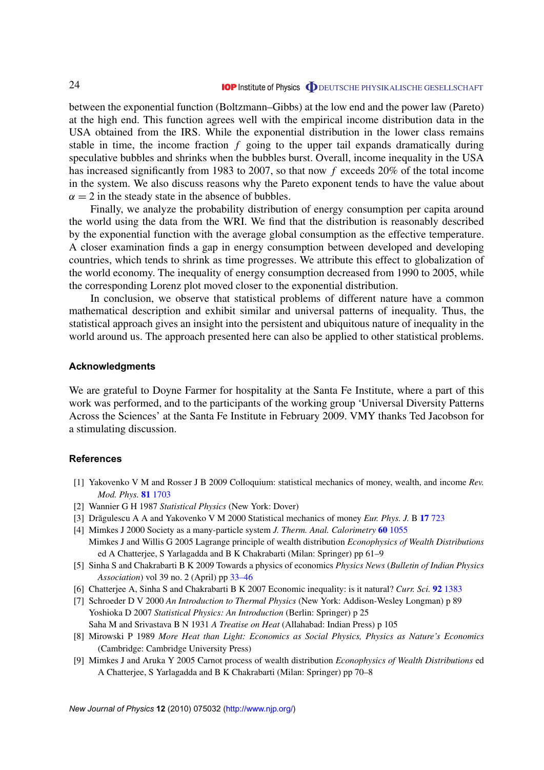between the exponential function (Boltzmann–Gibbs) at the low end and the power law (Pareto) at the high end. This function agrees well with the empirical income distribution data in the USA obtained from the IRS. While the exponential distribution in the lower class remains stable in time, the income fraction $f$ going to the upper tail expands dramatically during speculative bubbles and shrinks when the bubbles burst. Overall, income inequality in the USA has increased significantly from 1983 to 2007, so that now $f$ exceeds 20% of the total income in the system. We also discuss reasons why the Pareto exponent tends to have the value about $\alpha = 2$ in the steady state in the absence of bubbles.

Finally, we analyze the probability distribution of energy consumption per capita around the world using the data from the WRI. We find that the distribution is reasonably described by the exponential function with the average global consumption as the effective temperature. A closer examination finds a gap in energy consumption between developed and developing countries, which tends to shrink as time progresses. We attribute this effect to globalization of the world economy. The inequality of energy consumption decreased from 1990 to 2005, while the corresponding Lorenz plot moved closer to the exponential distribution.

In conclusion, we observe that statistical problems of different nature have a common mathematical description and exhibit similar and universal patterns of inequality. Thus, the statistical approach gives an insight into the persistent and ubiquitous nature of inequality in the world around us. The approach presented here can also be applied to other statistical problems.

## Acknowledgments

We are grateful to Doyne Farmer for hospitality at the Santa Fe Institute, where a part of this work was performed, and to the participants of the working group 'Universal Diversity Patterns Across the Sciences' at the Santa Fe Institute in February 2009. VMY thanks Ted Jacobson for a stimulating discussion.

## References

[1] Yakovenko V M and Rosser J B 2009 Colloquium: statistical mechanics of money, wealth, and income *Rev. Mod. Phys.* **81** 1703

[2] Wannier G H 1987 *Statistical Physics* (New York: Dover)

[3] Drăgulescu A A and Yakovenko V M 2000 Statistical mechanics of money *Eur. Phys. J.* B **17** 723

[4] Mimkes J 2000 Society as a many-particle system *J. Therm. Anal. Calorimetry* **60** 1055
Mimkes J and Willis G 2005 Lagrange principle of wealth distribution *Econophysics of Wealth Distributions* ed A Chatterjee, S Yarlagadda and B K Chakrabarti (Milan: Springer) pp 61–9

[5] Sinha S and Chakrabarti B K 2009 Towards a physics of economics *Physics News* (*Bulletin of Indian Physics Association*) vol 39 no. 2 (April) pp 33–46

[6] Chatterjee A, Sinha S and Chakrabarti B K 2007 Economic inequality: is it natural? *Curr. Sci.* **92** 1383

[7] Schroeder D V 2000 *An Introduction to Thermal Physics* (New York: Addison-Wesley Longman) p 89
Yoshioka D 2007 *Statistical Physics: An Introduction* (Berlin: Springer) p 25
Saha M and Srivastava B N 1931 *A Treatise on Heat* (Allahabad: Indian Press) p 105

[8] Mirowski P 1989 *More Heat than Light: Economics as Social Physics, Physics as Nature's Economics* (Cambridge: Cambridge University Press)

[9] Mimkes J and Aruka Y 2005 Carnot process of wealth distribution *Econophysics of Wealth Distributions* ed A Chatterjee, S Yarlagadda and B K Chakrabarti (Milan: Springer) pp 70–8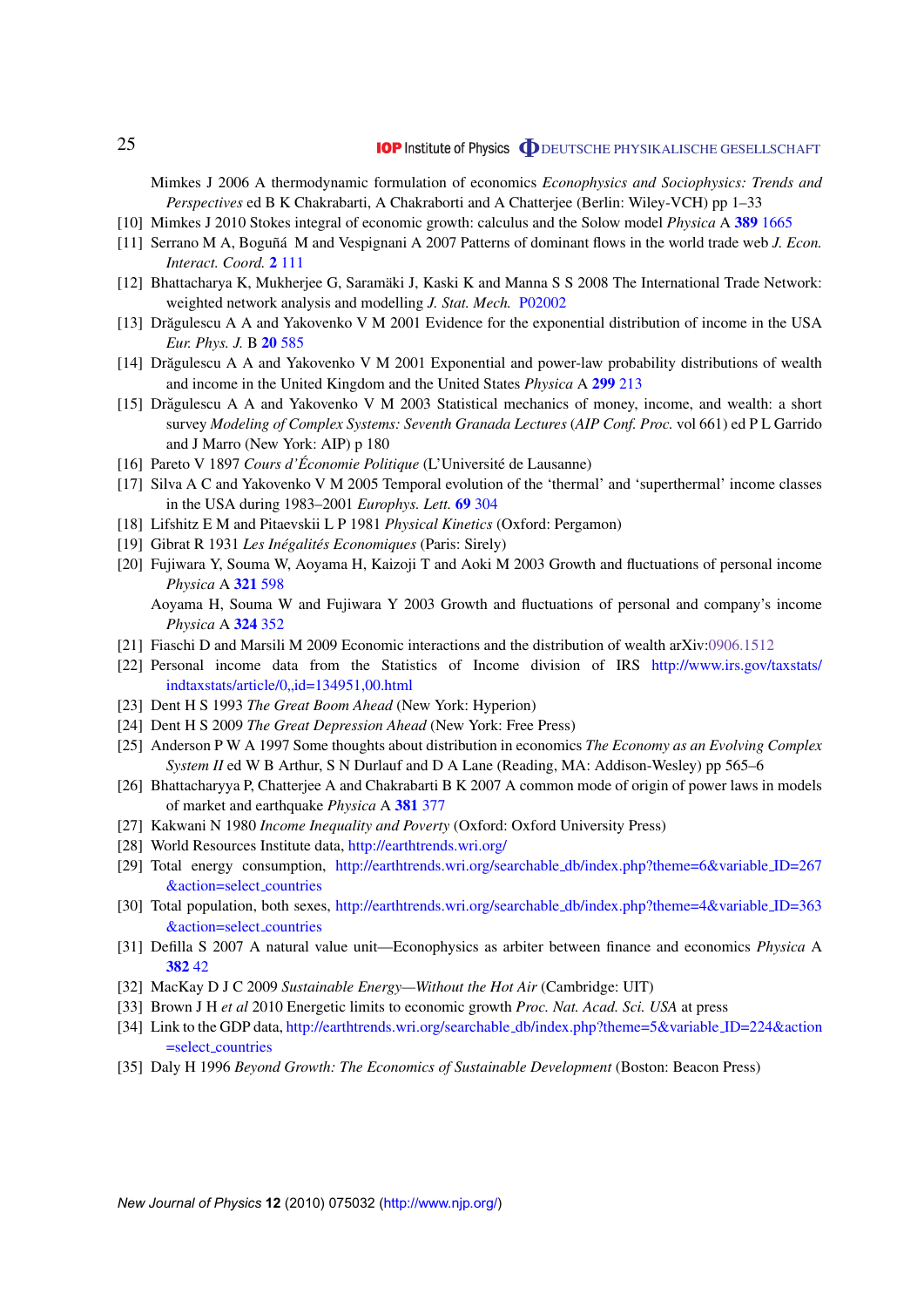Mimkes J 2006 A thermodynamic formulation of economics *Econophysics and Sociophysics: Trends and Perspectives* ed B K Chakrabarti, A Chakraborti and A Chatterjee (Berlin: Wiley-VCH) pp 1–33

[10] Mimkes J 2010 Stokes integral of economic growth: calculus and the Solow model *Physica* A **389** 1665

[11] Serrano M A, Boguñá M and Vespignani A 2007 Patterns of dominant flows in the world trade web *J. Econ. Interact. Coord.* **2** 111

[12] Bhattacharya K, Mukherjee G, Saramäki J, Kaski K and Manna S S 2008 The International Trade Network: weighted network analysis and modelling *J. Stat. Mech.* P02002

[13] Drăgulescu A A and Yakovenko V M 2001 Evidence for the exponential distribution of income in the USA *Eur. Phys. J.* B **20** 585

[14] Drăgulescu A A and Yakovenko V M 2001 Exponential and power-law probability distributions of wealth and income in the United Kingdom and the United States *Physica* A **299** 213

[15] Drăgulescu A A and Yakovenko V M 2003 Statistical mechanics of money, income, and wealth: a short survey *Modeling of Complex Systems: Seventh Granada Lectures* (*AIP Conf. Proc.* vol 661) ed P L Garrido and J Marro (New York: AIP) p 180

[16] Pareto V 1897 *Cours d'Économie Politique* (L'Université de Lausanne)

[17] Silva A C and Yakovenko V M 2005 Temporal evolution of the 'thermal' and 'superthermal' income classes in the USA during 1983–2001 *Europhys. Lett.* **69** 304

[18] Lifshitz E M and Pitaevskii L P 1981 *Physical Kinetics* (Oxford: Pergamon)

[19] Gibrat R 1931 *Les Inégalités Economiques* (Paris: Sirely)

[20] Fujiwara Y, Souma W, Aoyama H, Kaizoji T and Aoki M 2003 Growth and fluctuations of personal income *Physica* A **321** 598

Aoyama H, Souma W and Fujiwara Y 2003 Growth and fluctuations of personal and company's income *Physica* A **324** 352

[21] Fiaschi D and Marsili M 2009 Economic interactions and the distribution of wealth arXiv:0906.1512

[22] Personal income data from the Statistics of Income division of IRS http://www.irs.gov/taxstats/indtaxstats/article/0,,id=134951,00.html

[23] Dent H S 1993 *The Great Boom Ahead* (New York: Hyperion)

[24] Dent H S 2009 *The Great Depression Ahead* (New York: Free Press)

[25] Anderson P W A 1997 Some thoughts about distribution in economics *The Economy as an Evolving Complex System II* ed W B Arthur, S N Durlauf and D A Lane (Reading, MA: Addison-Wesley) pp 565–6

[26] Bhattacharyya P, Chatterjee A and Chakrabarti B K 2007 A common mode of origin of power laws in models of market and earthquake *Physica* A **381** 377

[27] Kakwani N 1980 *Income Inequality and Poverty* (Oxford: Oxford University Press)

[28] World Resources Institute data, http://earthtrends.wri.org/

[29] Total energy consumption, http://earthtrends.wri.org/searchable_db/index.php?theme=6&variable_ID=267&action=select_countries

[30] Total population, both sexes, http://earthtrends.wri.org/searchable_db/index.php?theme=4&variable_ID=363&action=select_countries

[31] Defilla S 2007 A natural value unit—Econophysics as arbiter between finance and economics *Physica* A **382** 42

[32] MacKay D J C 2009 *Sustainable Energy—Without the Hot Air* (Cambridge: UIT)

[33] Brown J H *et al* 2010 Energetic limits to economic growth *Proc. Nat. Acad. Sci. USA* at press

[34] Link to the GDP data, http://earthtrends.wri.org/searchable_db/index.php?theme=5&variable_ID=224&action=select_countries

[35] Daly H 1996 *Beyond Growth: The Economics of Sustainable Development* (Boston: Beacon Press)